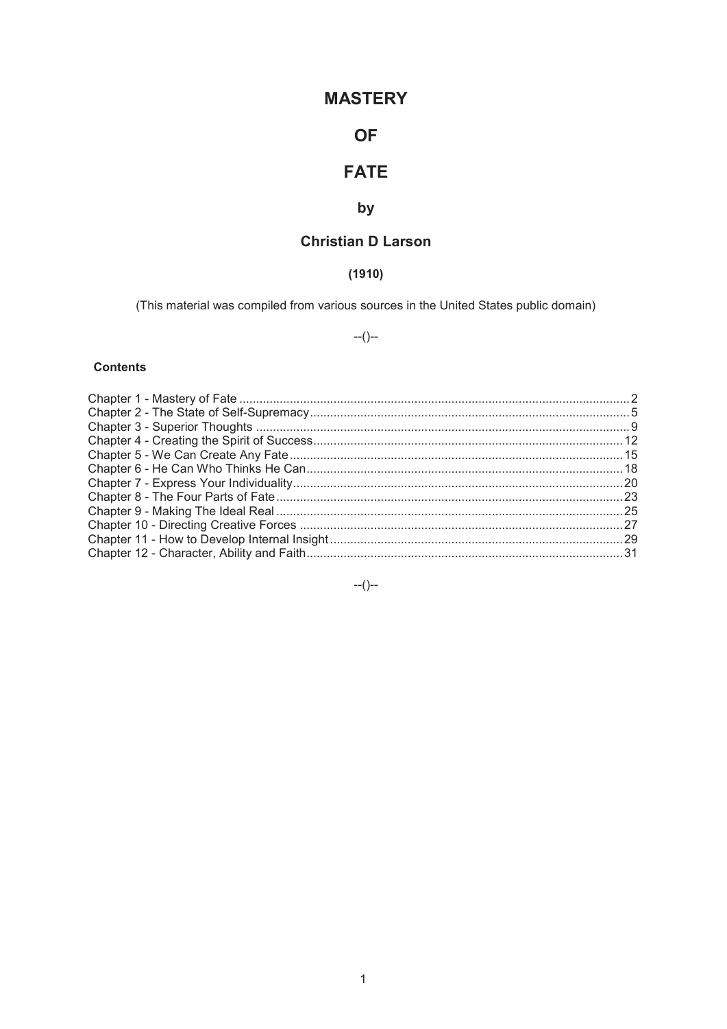# MASTERY

# OF

# FATE

## by

## Christian D Larson

**(1910)**

(This material was compiled from various sources in the United States public domain)

--()--

**Contents**

Chapter 1 - Mastery of Fate ... 2
Chapter 2 - The State of Self-Supremacy ... 5
Chapter 3 - Superior Thoughts ... 9
Chapter 4 - Creating the Spirit of Success ... 12
Chapter 5 - We Can Create Any Fate ... 15
Chapter 6 - He Can Who Thinks He Can ... 18
Chapter 7 - Express Your Individuality ... 20
Chapter 8 - The Four Parts of Fate ... 23
Chapter 9 - Making The Ideal Real ... 25
Chapter 10 - Directing Creative Forces ... 27
Chapter 11 - How to Develop Internal Insight ... 29
Chapter 12 - Character, Ability and Faith ... 31

--()--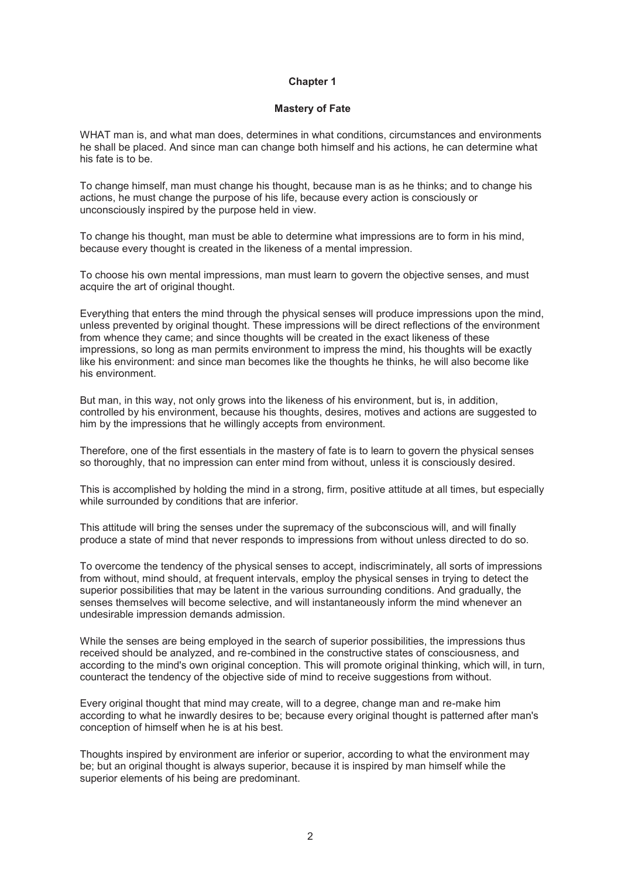## Chapter 1

### Mastery of Fate

WHAT man is, and what man does, determines in what conditions, circumstances and environments he shall be placed. And since man can change both himself and his actions, he can determine what his fate is to be.

To change himself, man must change his thought, because man is as he thinks; and to change his actions, he must change the purpose of his life, because every action is consciously or unconsciously inspired by the purpose held in view.

To change his thought, man must be able to determine what impressions are to form in his mind, because every thought is created in the likeness of a mental impression.

To choose his own mental impressions, man must learn to govern the objective senses, and must acquire the art of original thought.

Everything that enters the mind through the physical senses will produce impressions upon the mind, unless prevented by original thought. These impressions will be direct reflections of the environment from whence they came; and since thoughts will be created in the exact likeness of these impressions, so long as man permits environment to impress the mind, his thoughts will be exactly like his environment: and since man becomes like the thoughts he thinks, he will also become like his environment.

But man, in this way, not only grows into the likeness of his environment, but is, in addition, controlled by his environment, because his thoughts, desires, motives and actions are suggested to him by the impressions that he willingly accepts from environment.

Therefore, one of the first essentials in the mastery of fate is to learn to govern the physical senses so thoroughly, that no impression can enter mind from without, unless it is consciously desired.

This is accomplished by holding the mind in a strong, firm, positive attitude at all times, but especially while surrounded by conditions that are inferior.

This attitude will bring the senses under the supremacy of the subconscious will, and will finally produce a state of mind that never responds to impressions from without unless directed to do so.

To overcome the tendency of the physical senses to accept, indiscriminately, all sorts of impressions from without, mind should, at frequent intervals, employ the physical senses in trying to detect the superior possibilities that may be latent in the various surrounding conditions. And gradually, the senses themselves will become selective, and will instantaneously inform the mind whenever an undesirable impression demands admission.

While the senses are being employed in the search of superior possibilities, the impressions thus received should be analyzed, and re-combined in the constructive states of consciousness, and according to the mind's own original conception. This will promote original thinking, which will, in turn, counteract the tendency of the objective side of mind to receive suggestions from without.

Every original thought that mind may create, will to a degree, change man and re-make him according to what he inwardly desires to be; because every original thought is patterned after man's conception of himself when he is at his best.

Thoughts inspired by environment are inferior or superior, according to what the environment may be; but an original thought is always superior, because it is inspired by man himself while the superior elements of his being are predominant.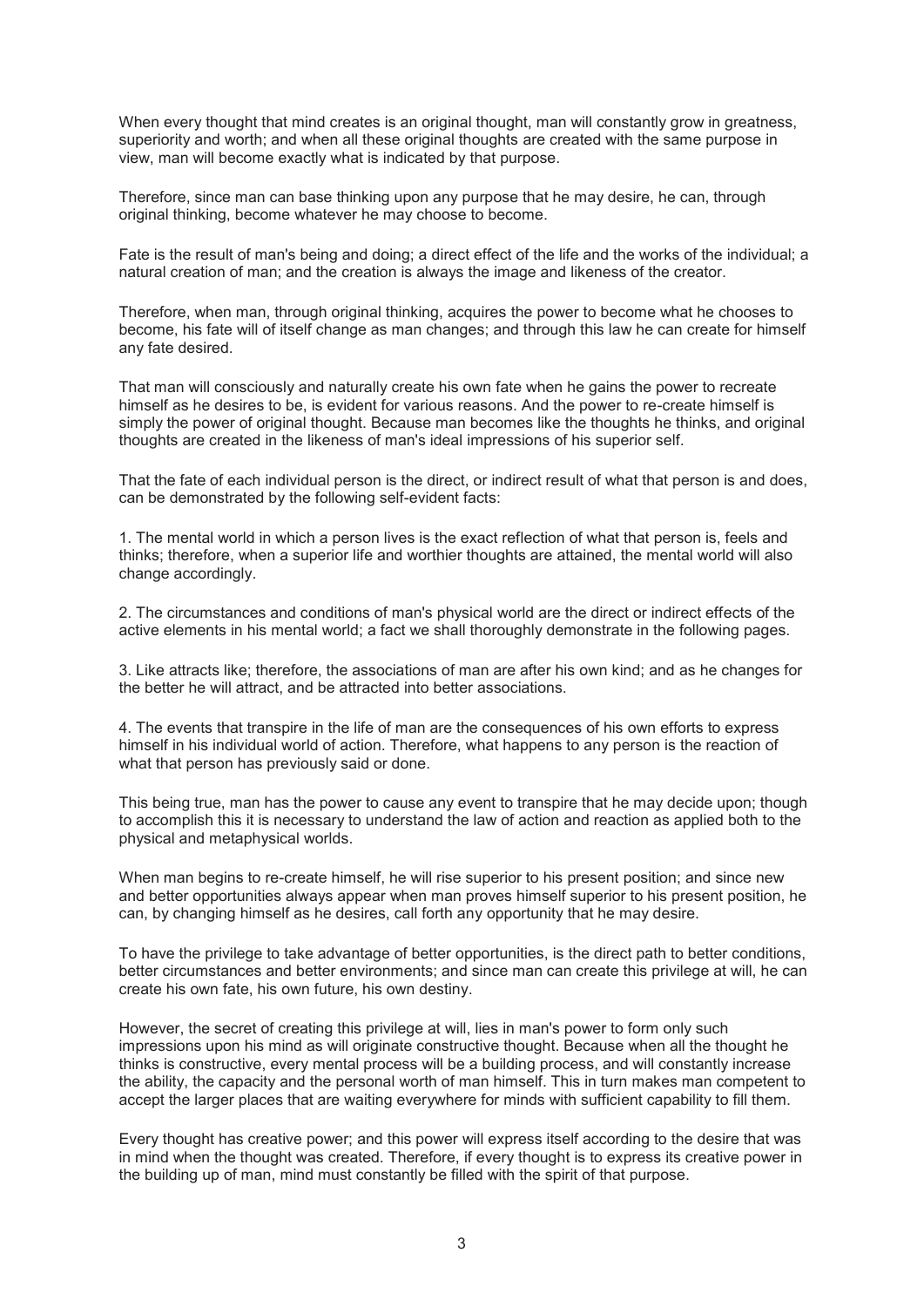When every thought that mind creates is an original thought, man will constantly grow in greatness, superiority and worth; and when all these original thoughts are created with the same purpose in view, man will become exactly what is indicated by that purpose.

Therefore, since man can base thinking upon any purpose that he may desire, he can, through original thinking, become whatever he may choose to become.

Fate is the result of man's being and doing; a direct effect of the life and the works of the individual; a natural creation of man; and the creation is always the image and likeness of the creator.

Therefore, when man, through original thinking, acquires the power to become what he chooses to become, his fate will of itself change as man changes; and through this law he can create for himself any fate desired.

That man will consciously and naturally create his own fate when he gains the power to recreate himself as he desires to be, is evident for various reasons. And the power to re-create himself is simply the power of original thought. Because man becomes like the thoughts he thinks, and original thoughts are created in the likeness of man's ideal impressions of his superior self.

That the fate of each individual person is the direct, or indirect result of what that person is and does, can be demonstrated by the following self-evident facts:

1. The mental world in which a person lives is the exact reflection of what that person is, feels and thinks; therefore, when a superior life and worthier thoughts are attained, the mental world will also change accordingly.

2. The circumstances and conditions of man's physical world are the direct or indirect effects of the active elements in his mental world; a fact we shall thoroughly demonstrate in the following pages.

3. Like attracts like; therefore, the associations of man are after his own kind; and as he changes for the better he will attract, and be attracted into better associations.

4. The events that transpire in the life of man are the consequences of his own efforts to express himself in his individual world of action. Therefore, what happens to any person is the reaction of what that person has previously said or done.

This being true, man has the power to cause any event to transpire that he may decide upon; though to accomplish this it is necessary to understand the law of action and reaction as applied both to the physical and metaphysical worlds.

When man begins to re-create himself, he will rise superior to his present position; and since new and better opportunities always appear when man proves himself superior to his present position, he can, by changing himself as he desires, call forth any opportunity that he may desire.

To have the privilege to take advantage of better opportunities, is the direct path to better conditions, better circumstances and better environments; and since man can create this privilege at will, he can create his own fate, his own future, his own destiny.

However, the secret of creating this privilege at will, lies in man's power to form only such impressions upon his mind as will originate constructive thought. Because when all the thought he thinks is constructive, every mental process will be a building process, and will constantly increase the ability, the capacity and the personal worth of man himself. This in turn makes man competent to accept the larger places that are waiting everywhere for minds with sufficient capability to fill them.

Every thought has creative power; and this power will express itself according to the desire that was in mind when the thought was created. Therefore, if every thought is to express its creative power in the building up of man, mind must constantly be filled with the spirit of that purpose.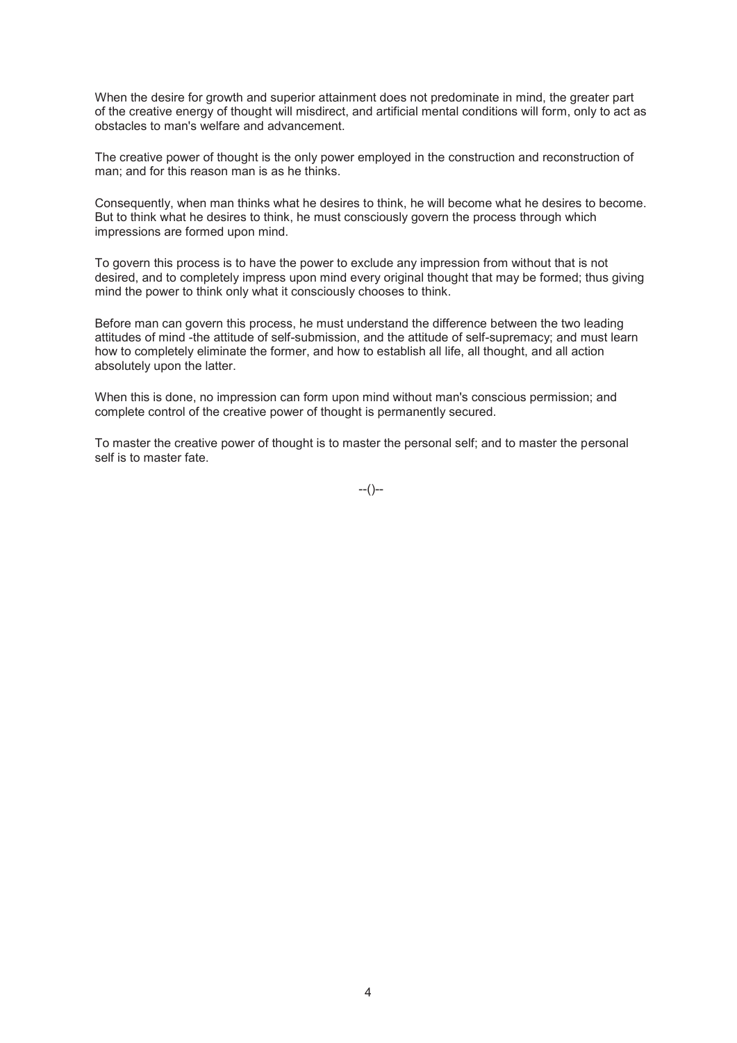When the desire for growth and superior attainment does not predominate in mind, the greater part of the creative energy of thought will misdirect, and artificial mental conditions will form, only to act as obstacles to man's welfare and advancement.

The creative power of thought is the only power employed in the construction and reconstruction of man; and for this reason man is as he thinks.

Consequently, when man thinks what he desires to think, he will become what he desires to become. But to think what he desires to think, he must consciously govern the process through which impressions are formed upon mind.

To govern this process is to have the power to exclude any impression from without that is not desired, and to completely impress upon mind every original thought that may be formed; thus giving mind the power to think only what it consciously chooses to think.

Before man can govern this process, he must understand the difference between the two leading attitudes of mind -the attitude of self-submission, and the attitude of self-supremacy; and must learn how to completely eliminate the former, and how to establish all life, all thought, and all action absolutely upon the latter.

When this is done, no impression can form upon mind without man's conscious permission; and complete control of the creative power of thought is permanently secured.

To master the creative power of thought is to master the personal self; and to master the personal self is to master fate.

--()--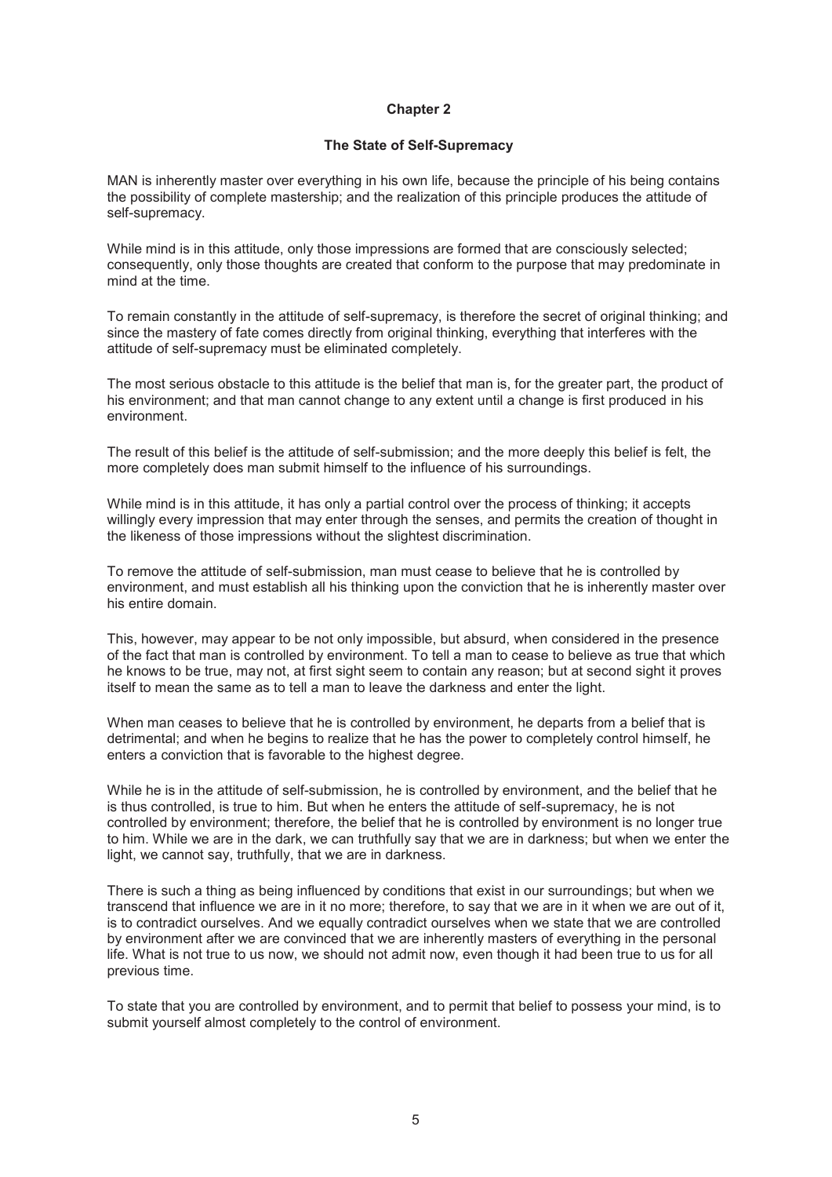## Chapter 2

### The State of Self-Supremacy

MAN is inherently master over everything in his own life, because the principle of his being contains the possibility of complete mastership; and the realization of this principle produces the attitude of self-supremacy.

While mind is in this attitude, only those impressions are formed that are consciously selected; consequently, only those thoughts are created that conform to the purpose that may predominate in mind at the time.

To remain constantly in the attitude of self-supremacy, is therefore the secret of original thinking; and since the mastery of fate comes directly from original thinking, everything that interferes with the attitude of self-supremacy must be eliminated completely.

The most serious obstacle to this attitude is the belief that man is, for the greater part, the product of his environment; and that man cannot change to any extent until a change is first produced in his environment.

The result of this belief is the attitude of self-submission; and the more deeply this belief is felt, the more completely does man submit himself to the influence of his surroundings.

While mind is in this attitude, it has only a partial control over the process of thinking; it accepts willingly every impression that may enter through the senses, and permits the creation of thought in the likeness of those impressions without the slightest discrimination.

To remove the attitude of self-submission, man must cease to believe that he is controlled by environment, and must establish all his thinking upon the conviction that he is inherently master over his entire domain.

This, however, may appear to be not only impossible, but absurd, when considered in the presence of the fact that man is controlled by environment. To tell a man to cease to believe as true that which he knows to be true, may not, at first sight seem to contain any reason; but at second sight it proves itself to mean the same as to tell a man to leave the darkness and enter the light.

When man ceases to believe that he is controlled by environment, he departs from a belief that is detrimental; and when he begins to realize that he has the power to completely control himself, he enters a conviction that is favorable to the highest degree.

While he is in the attitude of self-submission, he is controlled by environment, and the belief that he is thus controlled, is true to him. But when he enters the attitude of self-supremacy, he is not controlled by environment; therefore, the belief that he is controlled by environment is no longer true to him. While we are in the dark, we can truthfully say that we are in darkness; but when we enter the light, we cannot say, truthfully, that we are in darkness.

There is such a thing as being influenced by conditions that exist in our surroundings; but when we transcend that influence we are in it no more; therefore, to say that we are in it when we are out of it, is to contradict ourselves. And we equally contradict ourselves when we state that we are controlled by environment after we are convinced that we are inherently masters of everything in the personal life. What is not true to us now, we should not admit now, even though it had been true to us for all previous time.

To state that you are controlled by environment, and to permit that belief to possess your mind, is to submit yourself almost completely to the control of environment.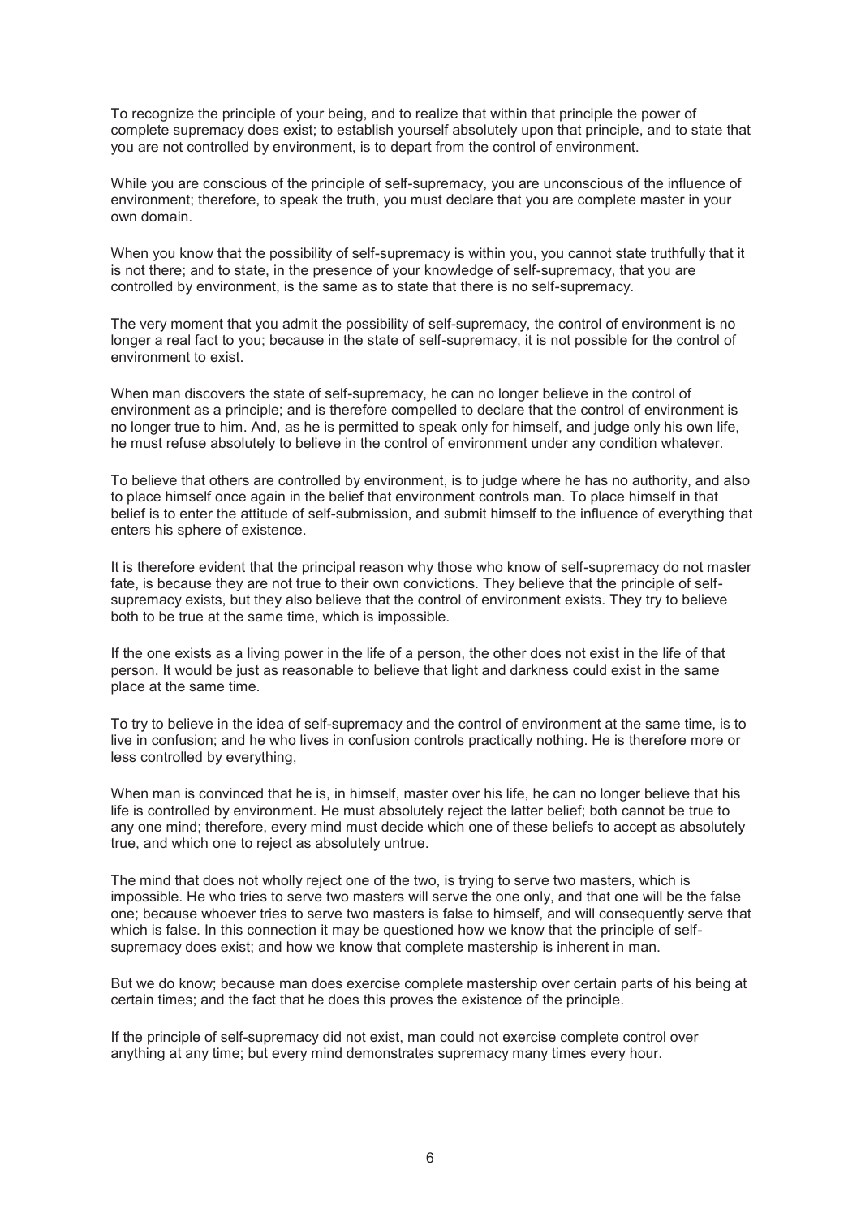To recognize the principle of your being, and to realize that within that principle the power of complete supremacy does exist; to establish yourself absolutely upon that principle, and to state that you are not controlled by environment, is to depart from the control of environment.

While you are conscious of the principle of self-supremacy, you are unconscious of the influence of environment; therefore, to speak the truth, you must declare that you are complete master in your own domain.

When you know that the possibility of self-supremacy is within you, you cannot state truthfully that it is not there; and to state, in the presence of your knowledge of self-supremacy, that you are controlled by environment, is the same as to state that there is no self-supremacy.

The very moment that you admit the possibility of self-supremacy, the control of environment is no longer a real fact to you; because in the state of self-supremacy, it is not possible for the control of environment to exist.

When man discovers the state of self-supremacy, he can no longer believe in the control of environment as a principle; and is therefore compelled to declare that the control of environment is no longer true to him. And, as he is permitted to speak only for himself, and judge only his own life, he must refuse absolutely to believe in the control of environment under any condition whatever.

To believe that others are controlled by environment, is to judge where he has no authority, and also to place himself once again in the belief that environment controls man. To place himself in that belief is to enter the attitude of self-submission, and submit himself to the influence of everything that enters his sphere of existence.

It is therefore evident that the principal reason why those who know of self-supremacy do not master fate, is because they are not true to their own convictions. They believe that the principle of self-supremacy exists, but they also believe that the control of environment exists. They try to believe both to be true at the same time, which is impossible.

If the one exists as a living power in the life of a person, the other does not exist in the life of that person. It would be just as reasonable to believe that light and darkness could exist in the same place at the same time.

To try to believe in the idea of self-supremacy and the control of environment at the same time, is to live in confusion; and he who lives in confusion controls practically nothing. He is therefore more or less controlled by everything,

When man is convinced that he is, in himself, master over his life, he can no longer believe that his life is controlled by environment. He must absolutely reject the latter belief; both cannot be true to any one mind; therefore, every mind must decide which one of these beliefs to accept as absolutely true, and which one to reject as absolutely untrue.

The mind that does not wholly reject one of the two, is trying to serve two masters, which is impossible. He who tries to serve two masters will serve the one only, and that one will be the false one; because whoever tries to serve two masters is false to himself, and will consequently serve that which is false. In this connection it may be questioned how we know that the principle of self-supremacy does exist; and how we know that complete mastership is inherent in man.

But we do know; because man does exercise complete mastership over certain parts of his being at certain times; and the fact that he does this proves the existence of the principle.

If the principle of self-supremacy did not exist, man could not exercise complete control over anything at any time; but every mind demonstrates supremacy many times every hour.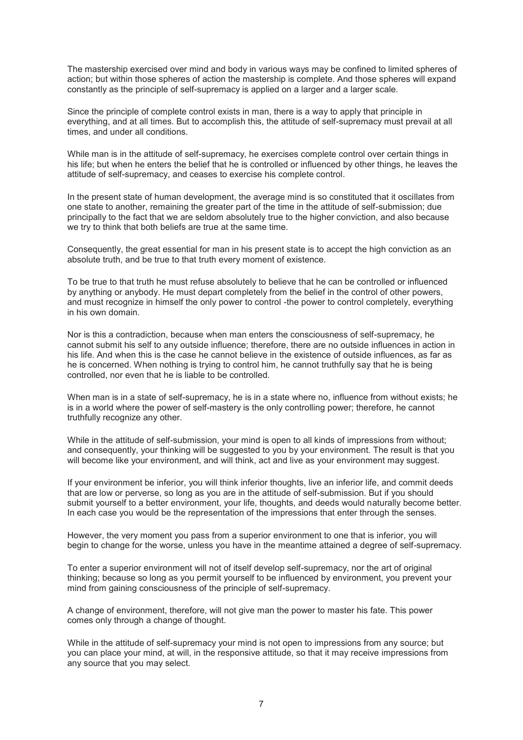The mastership exercised over mind and body in various ways may be confined to limited spheres of action; but within those spheres of action the mastership is complete. And those spheres will expand constantly as the principle of self-supremacy is applied on a larger and a larger scale.

Since the principle of complete control exists in man, there is a way to apply that principle in everything, and at all times. But to accomplish this, the attitude of self-supremacy must prevail at all times, and under all conditions.

While man is in the attitude of self-supremacy, he exercises complete control over certain things in his life; but when he enters the belief that he is controlled or influenced by other things, he leaves the attitude of self-supremacy, and ceases to exercise his complete control.

In the present state of human development, the average mind is so constituted that it oscillates from one state to another, remaining the greater part of the time in the attitude of self-submission; due principally to the fact that we are seldom absolutely true to the higher conviction, and also because we try to think that both beliefs are true at the same time.

Consequently, the great essential for man in his present state is to accept the high conviction as an absolute truth, and be true to that truth every moment of existence.

To be true to that truth he must refuse absolutely to believe that he can be controlled or influenced by anything or anybody. He must depart completely from the belief in the control of other powers, and must recognize in himself the only power to control -the power to control completely, everything in his own domain.

Nor is this a contradiction, because when man enters the consciousness of self-supremacy, he cannot submit his self to any outside influence; therefore, there are no outside influences in action in his life. And when this is the case he cannot believe in the existence of outside influences, as far as he is concerned. When nothing is trying to control him, he cannot truthfully say that he is being controlled, nor even that he is liable to be controlled.

When man is in a state of self-supremacy, he is in a state where no, influence from without exists; he is in a world where the power of self-mastery is the only controlling power; therefore, he cannot truthfully recognize any other.

While in the attitude of self-submission, your mind is open to all kinds of impressions from without; and consequently, your thinking will be suggested to you by your environment. The result is that you will become like your environment, and will think, act and live as your environment may suggest.

If your environment be inferior, you will think inferior thoughts, live an inferior life, and commit deeds that are low or perverse, so long as you are in the attitude of self-submission. But if you should submit yourself to a better environment, your life, thoughts, and deeds would naturally become better. In each case you would be the representation of the impressions that enter through the senses.

However, the very moment you pass from a superior environment to one that is inferior, you will begin to change for the worse, unless you have in the meantime attained a degree of self-supremacy.

To enter a superior environment will not of itself develop self-supremacy, nor the art of original thinking; because so long as you permit yourself to be influenced by environment, you prevent your mind from gaining consciousness of the principle of self-supremacy.

A change of environment, therefore, will not give man the power to master his fate. This power comes only through a change of thought.

While in the attitude of self-supremacy your mind is not open to impressions from any source; but you can place your mind, at will, in the responsive attitude, so that it may receive impressions from any source that you may select.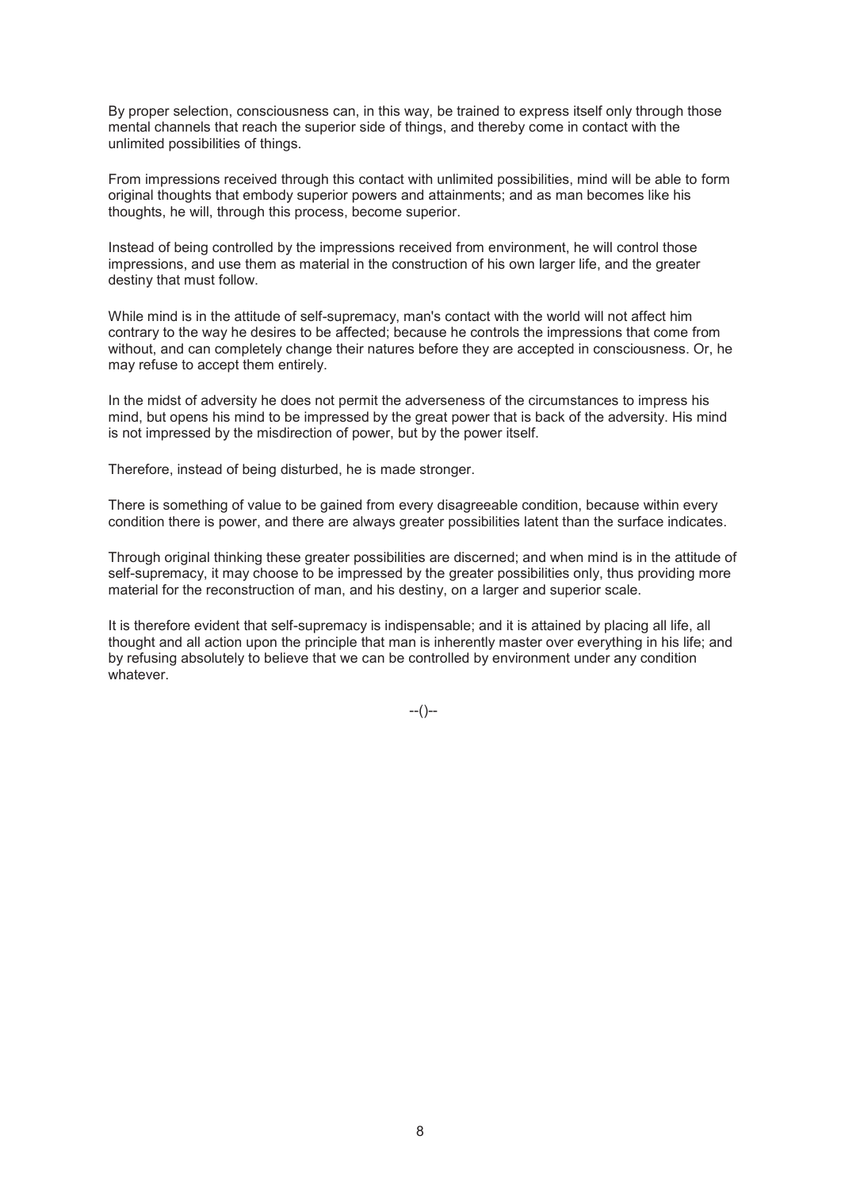By proper selection, consciousness can, in this way, be trained to express itself only through those mental channels that reach the superior side of things, and thereby come in contact with the unlimited possibilities of things.

From impressions received through this contact with unlimited possibilities, mind will be able to form original thoughts that embody superior powers and attainments; and as man becomes like his thoughts, he will, through this process, become superior.

Instead of being controlled by the impressions received from environment, he will control those impressions, and use them as material in the construction of his own larger life, and the greater destiny that must follow.

While mind is in the attitude of self-supremacy, man's contact with the world will not affect him contrary to the way he desires to be affected; because he controls the impressions that come from without, and can completely change their natures before they are accepted in consciousness. Or, he may refuse to accept them entirely.

In the midst of adversity he does not permit the adverseness of the circumstances to impress his mind, but opens his mind to be impressed by the great power that is back of the adversity. His mind is not impressed by the misdirection of power, but by the power itself.

Therefore, instead of being disturbed, he is made stronger.

There is something of value to be gained from every disagreeable condition, because within every condition there is power, and there are always greater possibilities latent than the surface indicates.

Through original thinking these greater possibilities are discerned; and when mind is in the attitude of self-supremacy, it may choose to be impressed by the greater possibilities only, thus providing more material for the reconstruction of man, and his destiny, on a larger and superior scale.

It is therefore evident that self-supremacy is indispensable; and it is attained by placing all life, all thought and all action upon the principle that man is inherently master over everything in his life; and by refusing absolutely to believe that we can be controlled by environment under any condition whatever.

--()--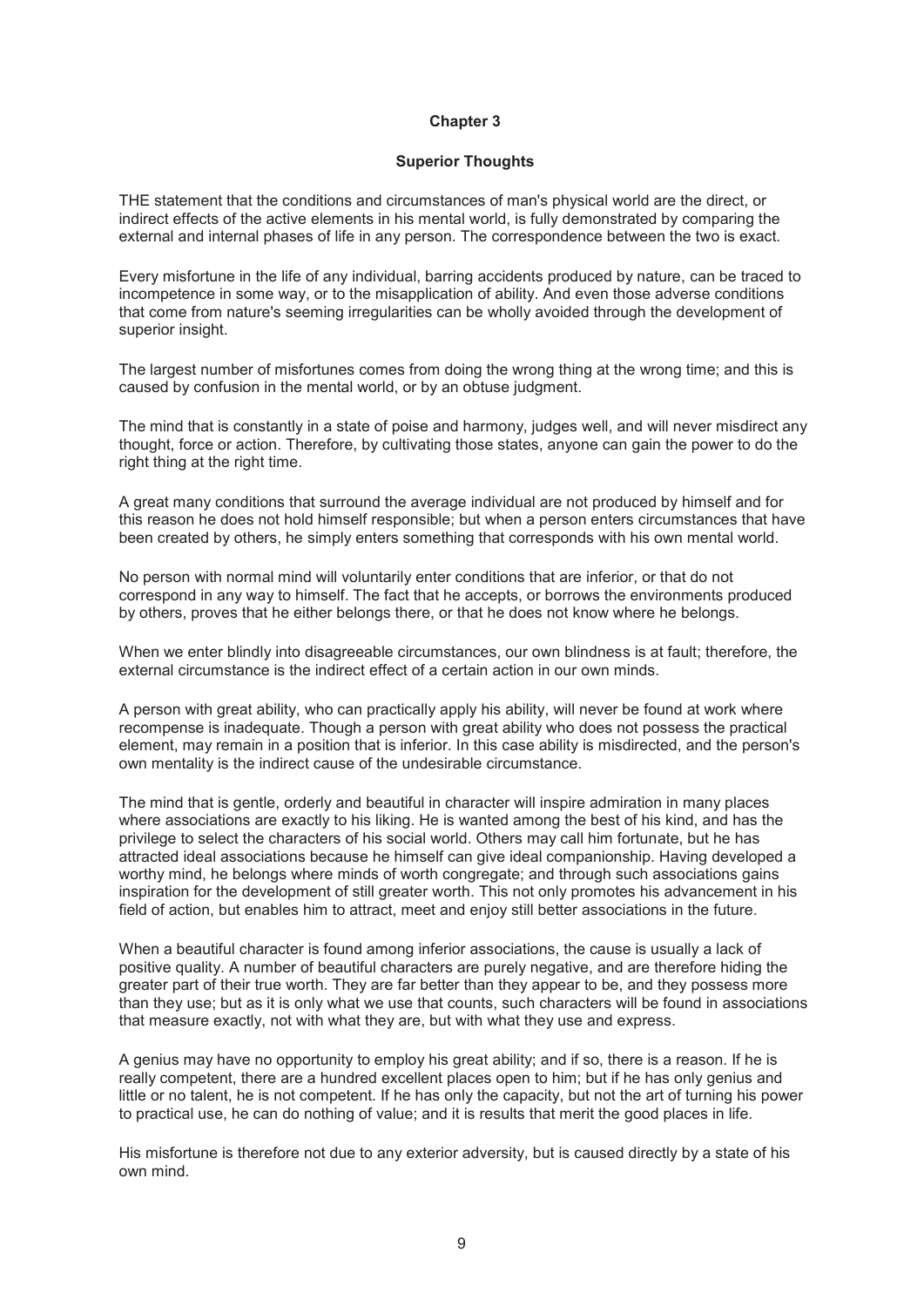## Chapter 3

### Superior Thoughts

THE statement that the conditions and circumstances of man's physical world are the direct, or indirect effects of the active elements in his mental world, is fully demonstrated by comparing the external and internal phases of life in any person. The correspondence between the two is exact.

Every misfortune in the life of any individual, barring accidents produced by nature, can be traced to incompetence in some way, or to the misapplication of ability. And even those adverse conditions that come from nature's seeming irregularities can be wholly avoided through the development of superior insight.

The largest number of misfortunes comes from doing the wrong thing at the wrong time; and this is caused by confusion in the mental world, or by an obtuse judgment.

The mind that is constantly in a state of poise and harmony, judges well, and will never misdirect any thought, force or action. Therefore, by cultivating those states, anyone can gain the power to do the right thing at the right time.

A great many conditions that surround the average individual are not produced by himself and for this reason he does not hold himself responsible; but when a person enters circumstances that have been created by others, he simply enters something that corresponds with his own mental world.

No person with normal mind will voluntarily enter conditions that are inferior, or that do not correspond in any way to himself. The fact that he accepts, or borrows the environments produced by others, proves that he either belongs there, or that he does not know where he belongs.

When we enter blindly into disagreeable circumstances, our own blindness is at fault; therefore, the external circumstance is the indirect effect of a certain action in our own minds.

A person with great ability, who can practically apply his ability, will never be found at work where recompense is inadequate. Though a person with great ability who does not possess the practical element, may remain in a position that is inferior. In this case ability is misdirected, and the person's own mentality is the indirect cause of the undesirable circumstance.

The mind that is gentle, orderly and beautiful in character will inspire admiration in many places where associations are exactly to his liking. He is wanted among the best of his kind, and has the privilege to select the characters of his social world. Others may call him fortunate, but he has attracted ideal associations because he himself can give ideal companionship. Having developed a worthy mind, he belongs where minds of worth congregate; and through such associations gains inspiration for the development of still greater worth. This not only promotes his advancement in his field of action, but enables him to attract, meet and enjoy still better associations in the future.

When a beautiful character is found among inferior associations, the cause is usually a lack of positive quality. A number of beautiful characters are purely negative, and are therefore hiding the greater part of their true worth. They are far better than they appear to be, and they possess more than they use; but as it is only what we use that counts, such characters will be found in associations that measure exactly, not with what they are, but with what they use and express.

A genius may have no opportunity to employ his great ability; and if so, there is a reason. If he is really competent, there are a hundred excellent places open to him; but if he has only genius and little or no talent, he is not competent. If he has only the capacity, but not the art of turning his power to practical use, he can do nothing of value; and it is results that merit the good places in life.

His misfortune is therefore not due to any exterior adversity, but is caused directly by a state of his own mind.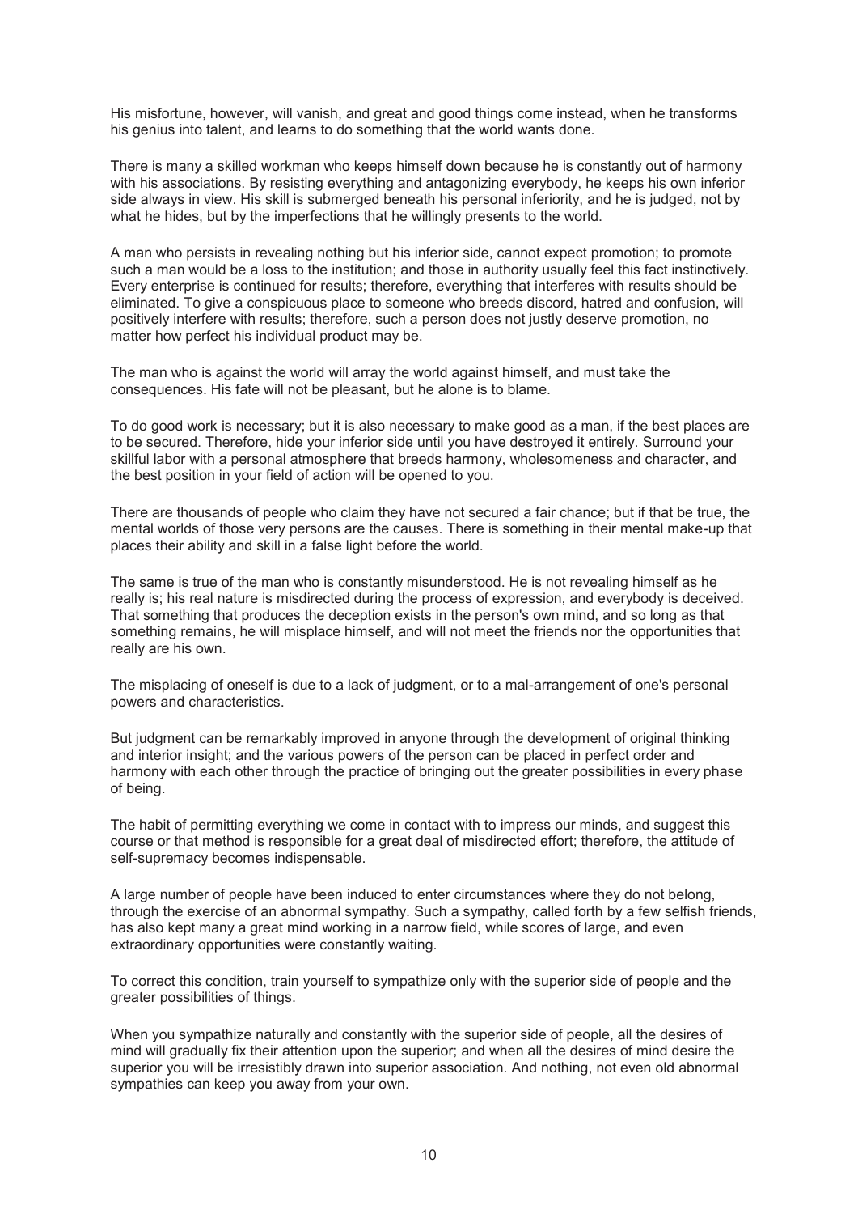His misfortune, however, will vanish, and great and good things come instead, when he transforms his genius into talent, and learns to do something that the world wants done.

There is many a skilled workman who keeps himself down because he is constantly out of harmony with his associations. By resisting everything and antagonizing everybody, he keeps his own inferior side always in view. His skill is submerged beneath his personal inferiority, and he is judged, not by what he hides, but by the imperfections that he willingly presents to the world.

A man who persists in revealing nothing but his inferior side, cannot expect promotion; to promote such a man would be a loss to the institution; and those in authority usually feel this fact instinctively. Every enterprise is continued for results; therefore, everything that interferes with results should be eliminated. To give a conspicuous place to someone who breeds discord, hatred and confusion, will positively interfere with results; therefore, such a person does not justly deserve promotion, no matter how perfect his individual product may be.

The man who is against the world will array the world against himself, and must take the consequences. His fate will not be pleasant, but he alone is to blame.

To do good work is necessary; but it is also necessary to make good as a man, if the best places are to be secured. Therefore, hide your inferior side until you have destroyed it entirely. Surround your skillful labor with a personal atmosphere that breeds harmony, wholesomeness and character, and the best position in your field of action will be opened to you.

There are thousands of people who claim they have not secured a fair chance; but if that be true, the mental worlds of those very persons are the causes. There is something in their mental make-up that places their ability and skill in a false light before the world.

The same is true of the man who is constantly misunderstood. He is not revealing himself as he really is; his real nature is misdirected during the process of expression, and everybody is deceived. That something that produces the deception exists in the person's own mind, and so long as that something remains, he will misplace himself, and will not meet the friends nor the opportunities that really are his own.

The misplacing of oneself is due to a lack of judgment, or to a mal-arrangement of one's personal powers and characteristics.

But judgment can be remarkably improved in anyone through the development of original thinking and interior insight; and the various powers of the person can be placed in perfect order and harmony with each other through the practice of bringing out the greater possibilities in every phase of being.

The habit of permitting everything we come in contact with to impress our minds, and suggest this course or that method is responsible for a great deal of misdirected effort; therefore, the attitude of self-supremacy becomes indispensable.

A large number of people have been induced to enter circumstances where they do not belong, through the exercise of an abnormal sympathy. Such a sympathy, called forth by a few selfish friends, has also kept many a great mind working in a narrow field, while scores of large, and even extraordinary opportunities were constantly waiting.

To correct this condition, train yourself to sympathize only with the superior side of people and the greater possibilities of things.

When you sympathize naturally and constantly with the superior side of people, all the desires of mind will gradually fix their attention upon the superior; and when all the desires of mind desire the superior you will be irresistibly drawn into superior association. And nothing, not even old abnormal sympathies can keep you away from your own.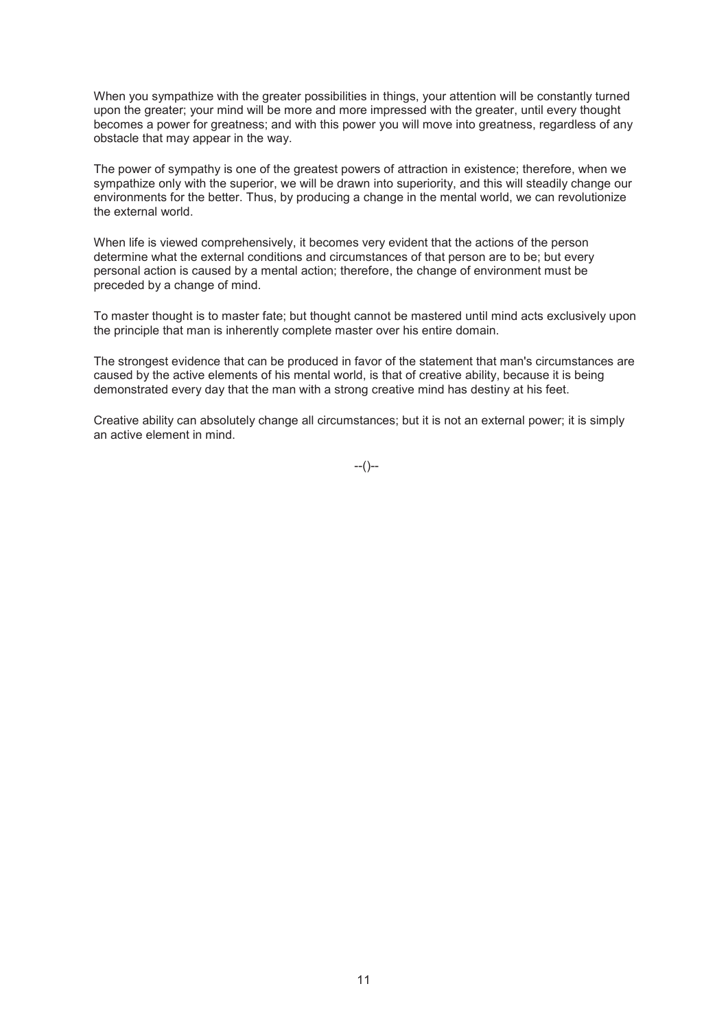When you sympathize with the greater possibilities in things, your attention will be constantly turned upon the greater; your mind will be more and more impressed with the greater, until every thought becomes a power for greatness; and with this power you will move into greatness, regardless of any obstacle that may appear in the way.

The power of sympathy is one of the greatest powers of attraction in existence; therefore, when we sympathize only with the superior, we will be drawn into superiority, and this will steadily change our environments for the better. Thus, by producing a change in the mental world, we can revolutionize the external world.

When life is viewed comprehensively, it becomes very evident that the actions of the person determine what the external conditions and circumstances of that person are to be; but every personal action is caused by a mental action; therefore, the change of environment must be preceded by a change of mind.

To master thought is to master fate; but thought cannot be mastered until mind acts exclusively upon the principle that man is inherently complete master over his entire domain.

The strongest evidence that can be produced in favor of the statement that man's circumstances are caused by the active elements of his mental world, is that of creative ability, because it is being demonstrated every day that the man with a strong creative mind has destiny at his feet.

Creative ability can absolutely change all circumstances; but it is not an external power; it is simply an active element in mind.

--()--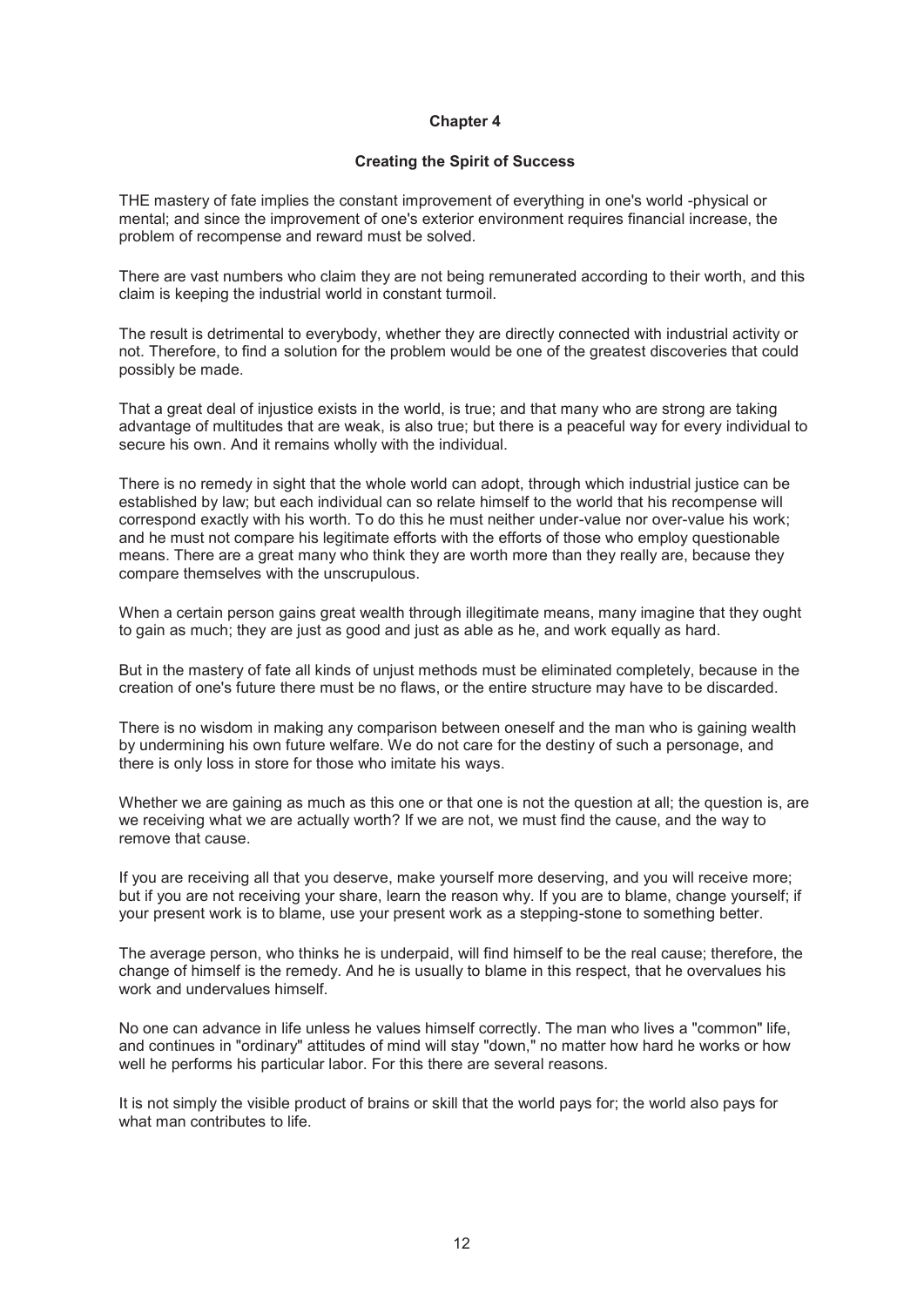## Chapter 4

### Creating the Spirit of Success

THE mastery of fate implies the constant improvement of everything in one's world -physical or mental; and since the improvement of one's exterior environment requires financial increase, the problem of recompense and reward must be solved.

There are vast numbers who claim they are not being remunerated according to their worth, and this claim is keeping the industrial world in constant turmoil.

The result is detrimental to everybody, whether they are directly connected with industrial activity or not. Therefore, to find a solution for the problem would be one of the greatest discoveries that could possibly be made.

That a great deal of injustice exists in the world, is true; and that many who are strong are taking advantage of multitudes that are weak, is also true; but there is a peaceful way for every individual to secure his own. And it remains wholly with the individual.

There is no remedy in sight that the whole world can adopt, through which industrial justice can be established by law; but each individual can so relate himself to the world that his recompense will correspond exactly with his worth. To do this he must neither under-value nor over-value his work; and he must not compare his legitimate efforts with the efforts of those who employ questionable means. There are a great many who think they are worth more than they really are, because they compare themselves with the unscrupulous.

When a certain person gains great wealth through illegitimate means, many imagine that they ought to gain as much; they are just as good and just as able as he, and work equally as hard.

But in the mastery of fate all kinds of unjust methods must be eliminated completely, because in the creation of one's future there must be no flaws, or the entire structure may have to be discarded.

There is no wisdom in making any comparison between oneself and the man who is gaining wealth by undermining his own future welfare. We do not care for the destiny of such a personage, and there is only loss in store for those who imitate his ways.

Whether we are gaining as much as this one or that one is not the question at all; the question is, are we receiving what we are actually worth? If we are not, we must find the cause, and the way to remove that cause.

If you are receiving all that you deserve, make yourself more deserving, and you will receive more; but if you are not receiving your share, learn the reason why. If you are to blame, change yourself; if your present work is to blame, use your present work as a stepping-stone to something better.

The average person, who thinks he is underpaid, will find himself to be the real cause; therefore, the change of himself is the remedy. And he is usually to blame in this respect, that he overvalues his work and undervalues himself.

No one can advance in life unless he values himself correctly. The man who lives a "common" life, and continues in "ordinary" attitudes of mind will stay "down," no matter how hard he works or how well he performs his particular labor. For this there are several reasons.

It is not simply the visible product of brains or skill that the world pays for; the world also pays for what man contributes to life.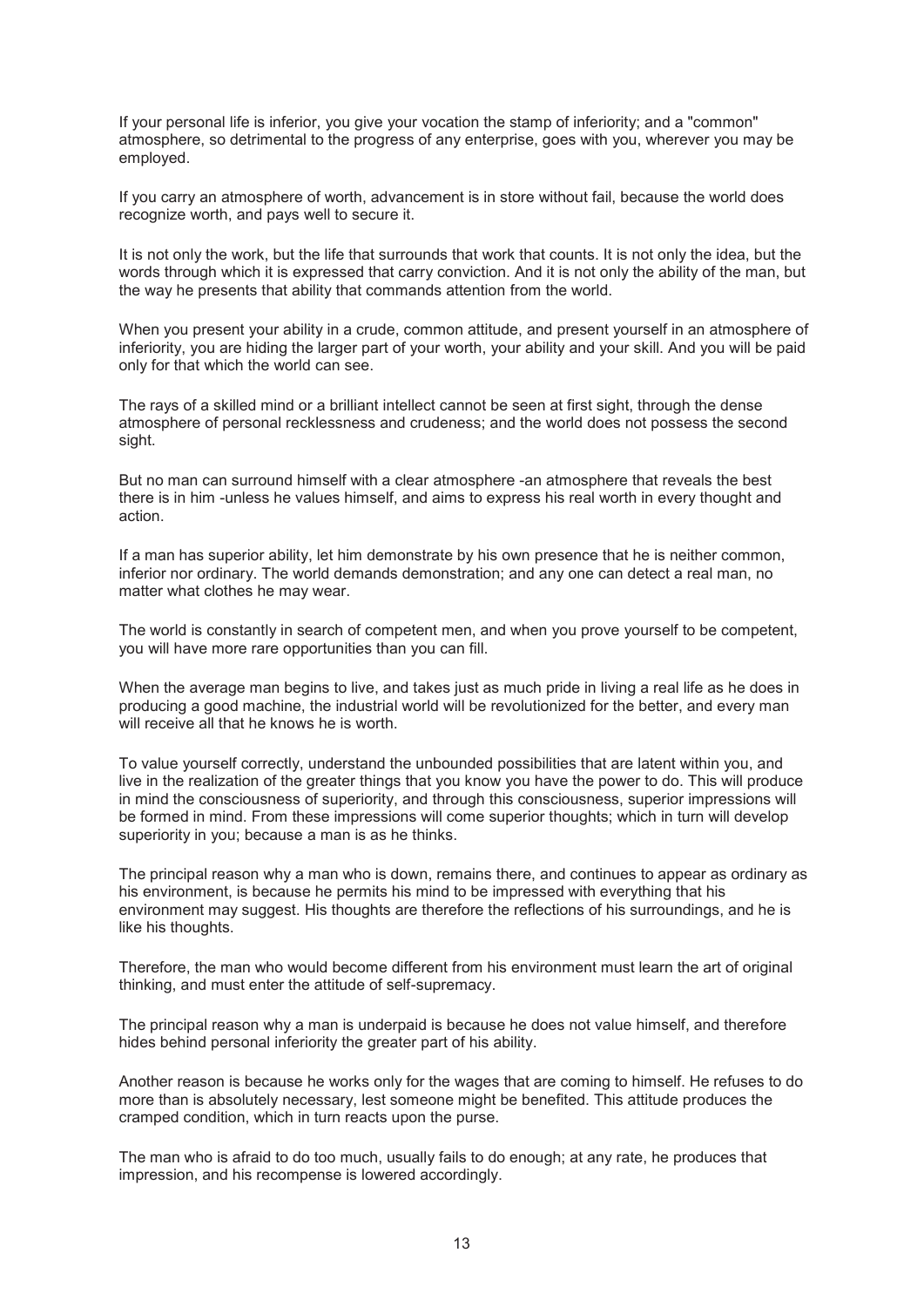If your personal life is inferior, you give your vocation the stamp of inferiority; and a "common" atmosphere, so detrimental to the progress of any enterprise, goes with you, wherever you may be employed.

If you carry an atmosphere of worth, advancement is in store without fail, because the world does recognize worth, and pays well to secure it.

It is not only the work, but the life that surrounds that work that counts. It is not only the idea, but the words through which it is expressed that carry conviction. And it is not only the ability of the man, but the way he presents that ability that commands attention from the world.

When you present your ability in a crude, common attitude, and present yourself in an atmosphere of inferiority, you are hiding the larger part of your worth, your ability and your skill. And you will be paid only for that which the world can see.

The rays of a skilled mind or a brilliant intellect cannot be seen at first sight, through the dense atmosphere of personal recklessness and crudeness; and the world does not possess the second sight.

But no man can surround himself with a clear atmosphere -an atmosphere that reveals the best there is in him -unless he values himself, and aims to express his real worth in every thought and action.

If a man has superior ability, let him demonstrate by his own presence that he is neither common, inferior nor ordinary. The world demands demonstration; and any one can detect a real man, no matter what clothes he may wear.

The world is constantly in search of competent men, and when you prove yourself to be competent, you will have more rare opportunities than you can fill.

When the average man begins to live, and takes just as much pride in living a real life as he does in producing a good machine, the industrial world will be revolutionized for the better, and every man will receive all that he knows he is worth.

To value yourself correctly, understand the unbounded possibilities that are latent within you, and live in the realization of the greater things that you know you have the power to do. This will produce in mind the consciousness of superiority, and through this consciousness, superior impressions will be formed in mind. From these impressions will come superior thoughts; which in turn will develop superiority in you; because a man is as he thinks.

The principal reason why a man who is down, remains there, and continues to appear as ordinary as his environment, is because he permits his mind to be impressed with everything that his environment may suggest. His thoughts are therefore the reflections of his surroundings, and he is like his thoughts.

Therefore, the man who would become different from his environment must learn the art of original thinking, and must enter the attitude of self-supremacy.

The principal reason why a man is underpaid is because he does not value himself, and therefore hides behind personal inferiority the greater part of his ability.

Another reason is because he works only for the wages that are coming to himself. He refuses to do more than is absolutely necessary, lest someone might be benefited. This attitude produces the cramped condition, which in turn reacts upon the purse.

The man who is afraid to do too much, usually fails to do enough; at any rate, he produces that impression, and his recompense is lowered accordingly.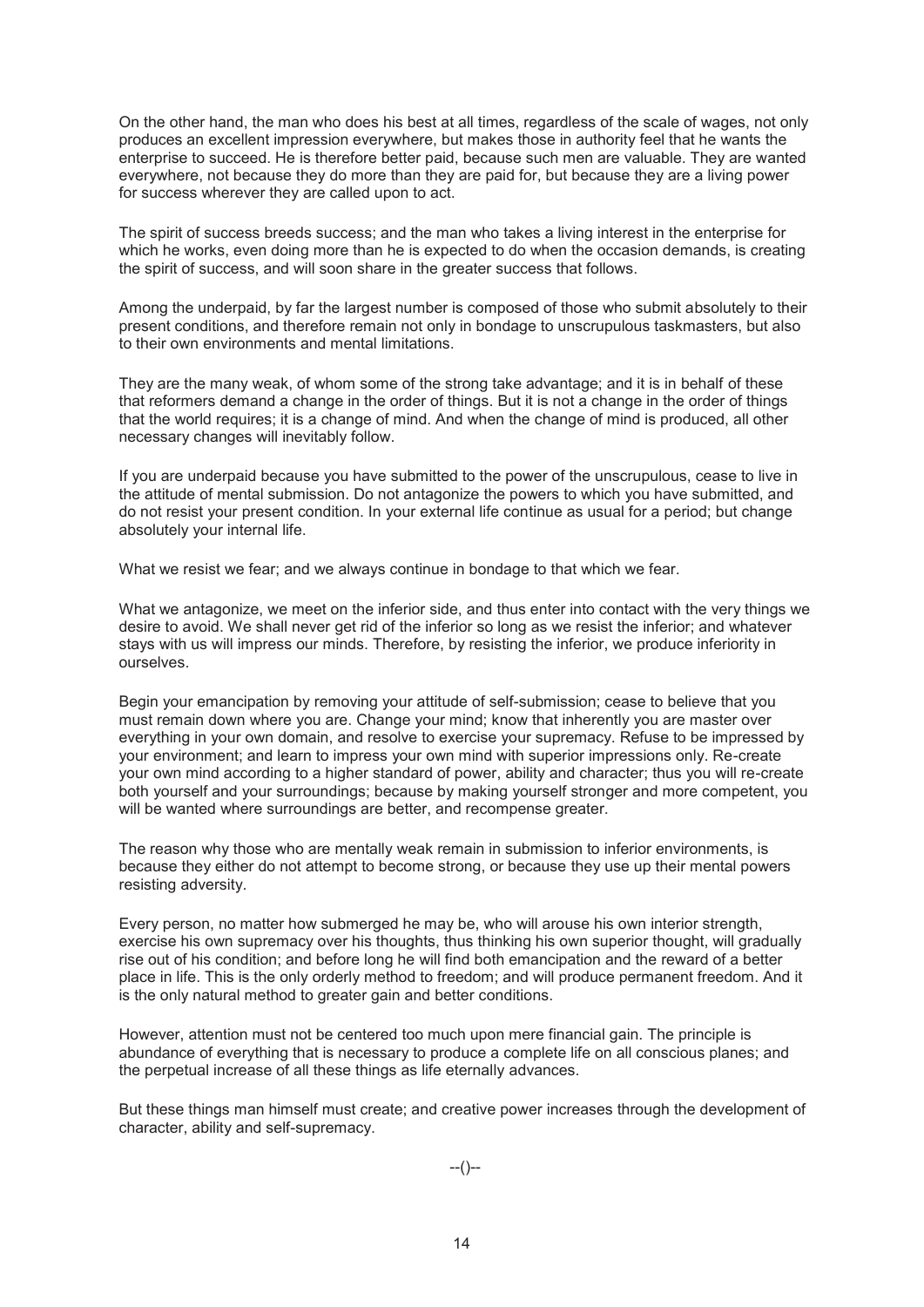On the other hand, the man who does his best at all times, regardless of the scale of wages, not only produces an excellent impression everywhere, but makes those in authority feel that he wants the enterprise to succeed. He is therefore better paid, because such men are valuable. They are wanted everywhere, not because they do more than they are paid for, but because they are a living power for success wherever they are called upon to act.

The spirit of success breeds success; and the man who takes a living interest in the enterprise for which he works, even doing more than he is expected to do when the occasion demands, is creating the spirit of success, and will soon share in the greater success that follows.

Among the underpaid, by far the largest number is composed of those who submit absolutely to their present conditions, and therefore remain not only in bondage to unscrupulous taskmasters, but also to their own environments and mental limitations.

They are the many weak, of whom some of the strong take advantage; and it is in behalf of these that reformers demand a change in the order of things. But it is not a change in the order of things that the world requires; it is a change of mind. And when the change of mind is produced, all other necessary changes will inevitably follow.

If you are underpaid because you have submitted to the power of the unscrupulous, cease to live in the attitude of mental submission. Do not antagonize the powers to which you have submitted, and do not resist your present condition. In your external life continue as usual for a period; but change absolutely your internal life.

What we resist we fear; and we always continue in bondage to that which we fear.

What we antagonize, we meet on the inferior side, and thus enter into contact with the very things we desire to avoid. We shall never get rid of the inferior so long as we resist the inferior; and whatever stays with us will impress our minds. Therefore, by resisting the inferior, we produce inferiority in ourselves.

Begin your emancipation by removing your attitude of self-submission; cease to believe that you must remain down where you are. Change your mind; know that inherently you are master over everything in your own domain, and resolve to exercise your supremacy. Refuse to be impressed by your environment; and learn to impress your own mind with superior impressions only. Re-create your own mind according to a higher standard of power, ability and character; thus you will re-create both yourself and your surroundings; because by making yourself stronger and more competent, you will be wanted where surroundings are better, and recompense greater.

The reason why those who are mentally weak remain in submission to inferior environments, is because they either do not attempt to become strong, or because they use up their mental powers resisting adversity.

Every person, no matter how submerged he may be, who will arouse his own interior strength, exercise his own supremacy over his thoughts, thus thinking his own superior thought, will gradually rise out of his condition; and before long he will find both emancipation and the reward of a better place in life. This is the only orderly method to freedom; and will produce permanent freedom. And it is the only natural method to greater gain and better conditions.

However, attention must not be centered too much upon mere financial gain. The principle is abundance of everything that is necessary to produce a complete life on all conscious planes; and the perpetual increase of all these things as life eternally advances.

But these things man himself must create; and creative power increases through the development of character, ability and self-supremacy.

--()--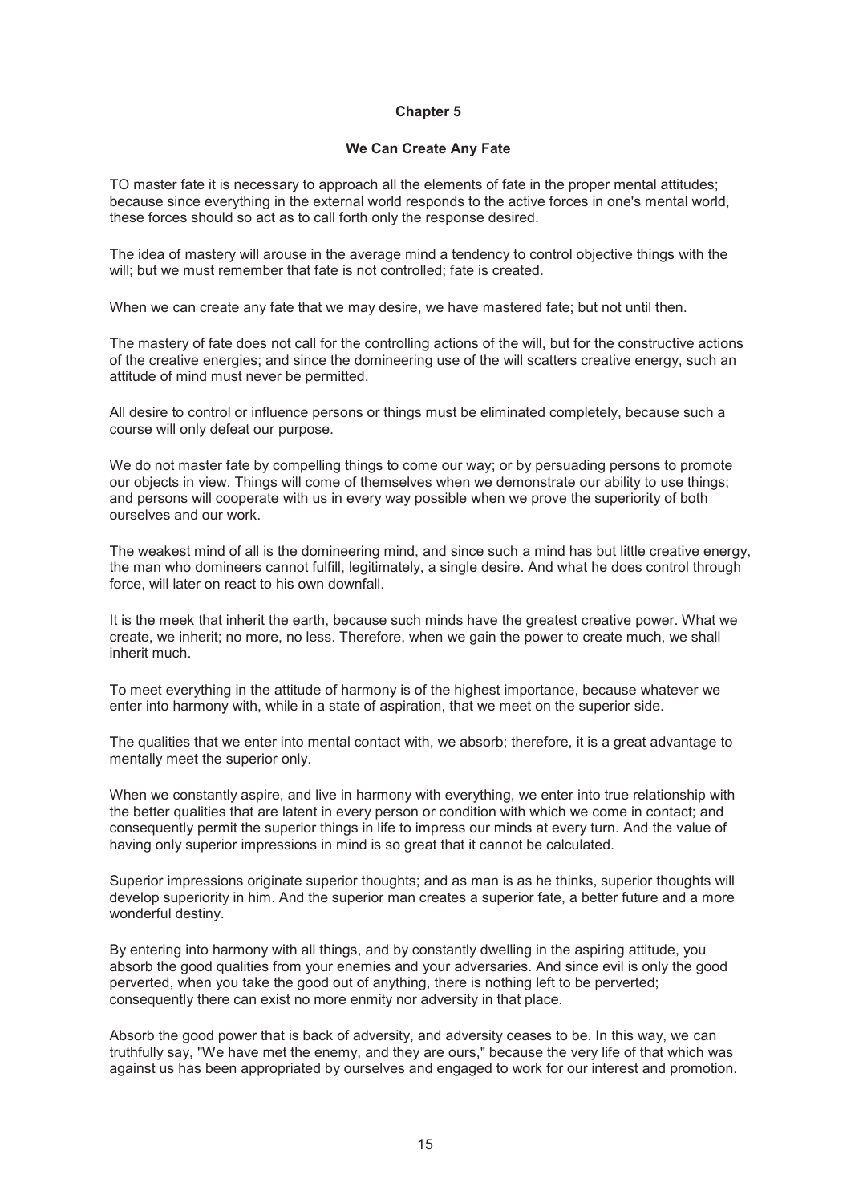## Chapter 5

### We Can Create Any Fate

TO master fate it is necessary to approach all the elements of fate in the proper mental attitudes; because since everything in the external world responds to the active forces in one's mental world, these forces should so act as to call forth only the response desired.

The idea of mastery will arouse in the average mind a tendency to control objective things with the will; but we must remember that fate is not controlled; fate is created.

When we can create any fate that we may desire, we have mastered fate; but not until then.

The mastery of fate does not call for the controlling actions of the will, but for the constructive actions of the creative energies; and since the domineering use of the will scatters creative energy, such an attitude of mind must never be permitted.

All desire to control or influence persons or things must be eliminated completely, because such a course will only defeat our purpose.

We do not master fate by compelling things to come our way; or by persuading persons to promote our objects in view. Things will come of themselves when we demonstrate our ability to use things; and persons will cooperate with us in every way possible when we prove the superiority of both ourselves and our work.

The weakest mind of all is the domineering mind, and since such a mind has but little creative energy, the man who domineers cannot fulfill, legitimately, a single desire. And what he does control through force, will later on react to his own downfall.

It is the meek that inherit the earth, because such minds have the greatest creative power. What we create, we inherit; no more, no less. Therefore, when we gain the power to create much, we shall inherit much.

To meet everything in the attitude of harmony is of the highest importance, because whatever we enter into harmony with, while in a state of aspiration, that we meet on the superior side.

The qualities that we enter into mental contact with, we absorb; therefore, it is a great advantage to mentally meet the superior only.

When we constantly aspire, and live in harmony with everything, we enter into true relationship with the better qualities that are latent in every person or condition with which we come in contact; and consequently permit the superior things in life to impress our minds at every turn. And the value of having only superior impressions in mind is so great that it cannot be calculated.

Superior impressions originate superior thoughts; and as man is as he thinks, superior thoughts will develop superiority in him. And the superior man creates a superior fate, a better future and a more wonderful destiny.

By entering into harmony with all things, and by constantly dwelling in the aspiring attitude, you absorb the good qualities from your enemies and your adversaries. And since evil is only the good perverted, when you take the good out of anything, there is nothing left to be perverted; consequently there can exist no more enmity nor adversity in that place.

Absorb the good power that is back of adversity, and adversity ceases to be. In this way, we can truthfully say, "We have met the enemy, and they are ours," because the very life of that which was against us has been appropriated by ourselves and engaged to work for our interest and promotion.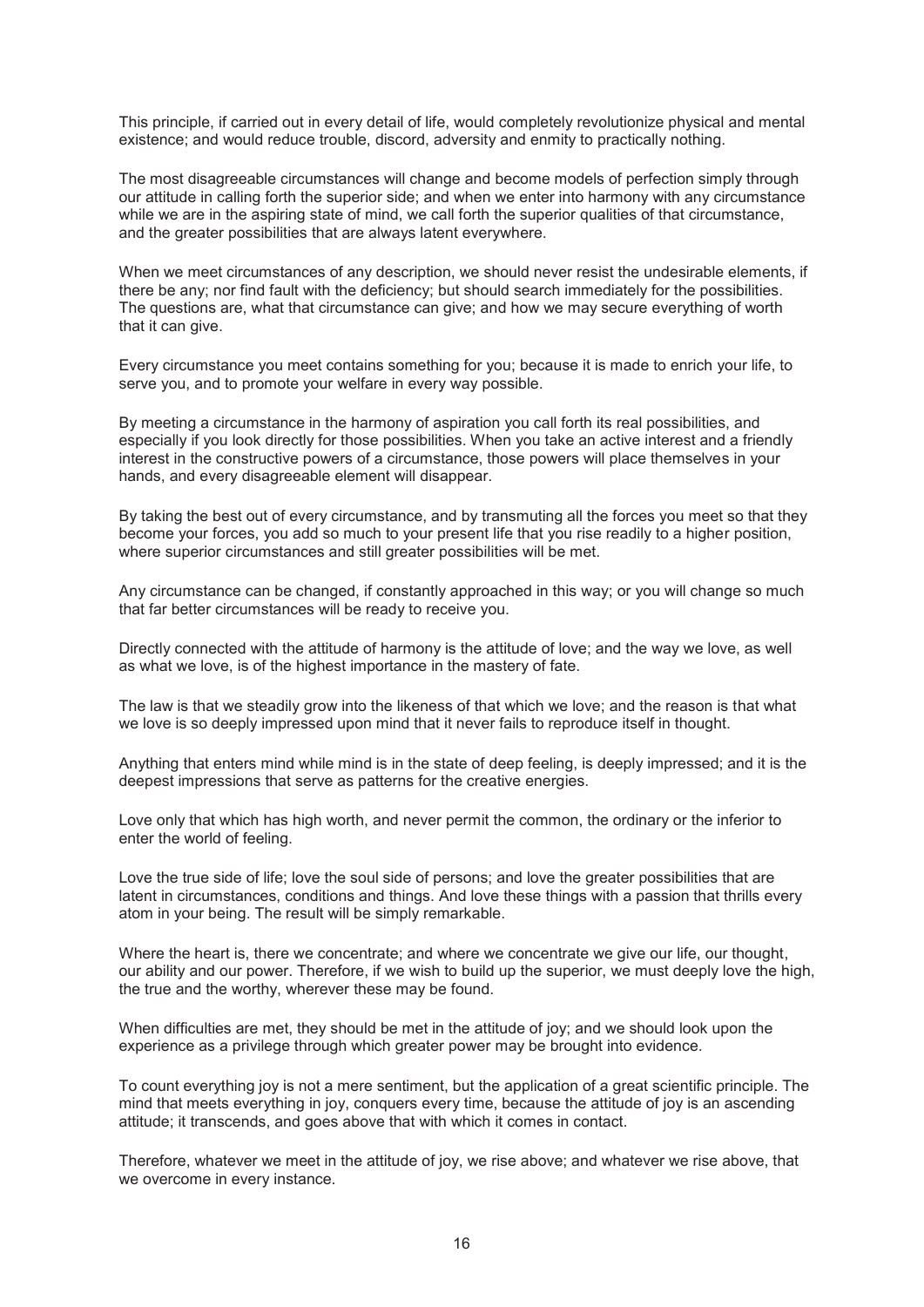This principle, if carried out in every detail of life, would completely revolutionize physical and mental existence; and would reduce trouble, discord, adversity and enmity to practically nothing.

The most disagreeable circumstances will change and become models of perfection simply through our attitude in calling forth the superior side; and when we enter into harmony with any circumstance while we are in the aspiring state of mind, we call forth the superior qualities of that circumstance, and the greater possibilities that are always latent everywhere.

When we meet circumstances of any description, we should never resist the undesirable elements, if there be any; nor find fault with the deficiency; but should search immediately for the possibilities. The questions are, what that circumstance can give; and how we may secure everything of worth that it can give.

Every circumstance you meet contains something for you; because it is made to enrich your life, to serve you, and to promote your welfare in every way possible.

By meeting a circumstance in the harmony of aspiration you call forth its real possibilities, and especially if you look directly for those possibilities. When you take an active interest and a friendly interest in the constructive powers of a circumstance, those powers will place themselves in your hands, and every disagreeable element will disappear.

By taking the best out of every circumstance, and by transmuting all the forces you meet so that they become your forces, you add so much to your present life that you rise readily to a higher position, where superior circumstances and still greater possibilities will be met.

Any circumstance can be changed, if constantly approached in this way; or you will change so much that far better circumstances will be ready to receive you.

Directly connected with the attitude of harmony is the attitude of love; and the way we love, as well as what we love, is of the highest importance in the mastery of fate.

The law is that we steadily grow into the likeness of that which we love; and the reason is that what we love is so deeply impressed upon mind that it never fails to reproduce itself in thought.

Anything that enters mind while mind is in the state of deep feeling, is deeply impressed; and it is the deepest impressions that serve as patterns for the creative energies.

Love only that which has high worth, and never permit the common, the ordinary or the inferior to enter the world of feeling.

Love the true side of life; love the soul side of persons; and love the greater possibilities that are latent in circumstances, conditions and things. And love these things with a passion that thrills every atom in your being. The result will be simply remarkable.

Where the heart is, there we concentrate; and where we concentrate we give our life, our thought, our ability and our power. Therefore, if we wish to build up the superior, we must deeply love the high, the true and the worthy, wherever these may be found.

When difficulties are met, they should be met in the attitude of joy; and we should look upon the experience as a privilege through which greater power may be brought into evidence.

To count everything joy is not a mere sentiment, but the application of a great scientific principle. The mind that meets everything in joy, conquers every time, because the attitude of joy is an ascending attitude; it transcends, and goes above that with which it comes in contact.

Therefore, whatever we meet in the attitude of joy, we rise above; and whatever we rise above, that we overcome in every instance.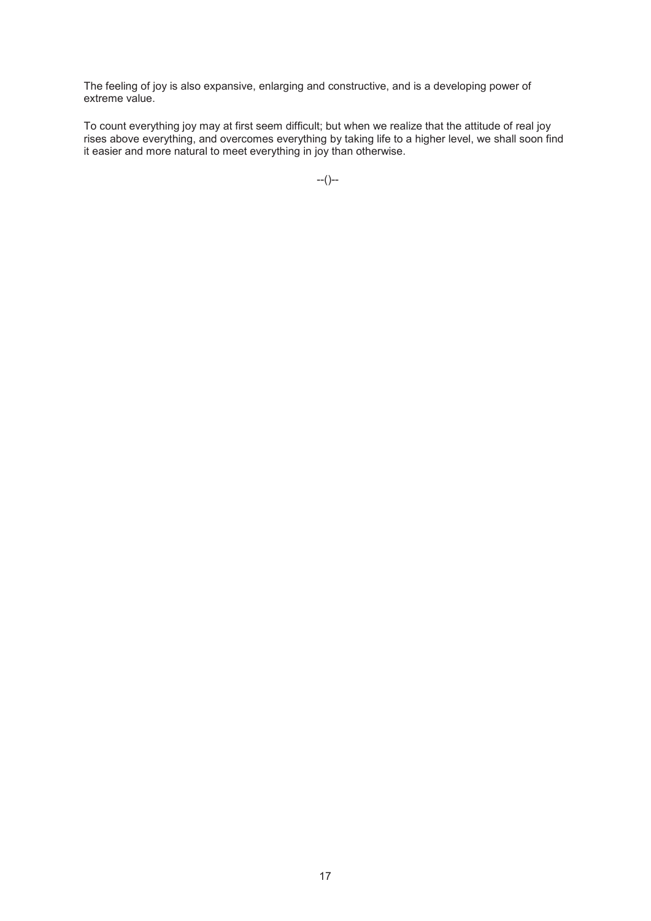The feeling of joy is also expansive, enlarging and constructive, and is a developing power of extreme value.

To count everything joy may at first seem difficult; but when we realize that the attitude of real joy rises above everything, and overcomes everything by taking life to a higher level, we shall soon find it easier and more natural to meet everything in joy than otherwise.

--()--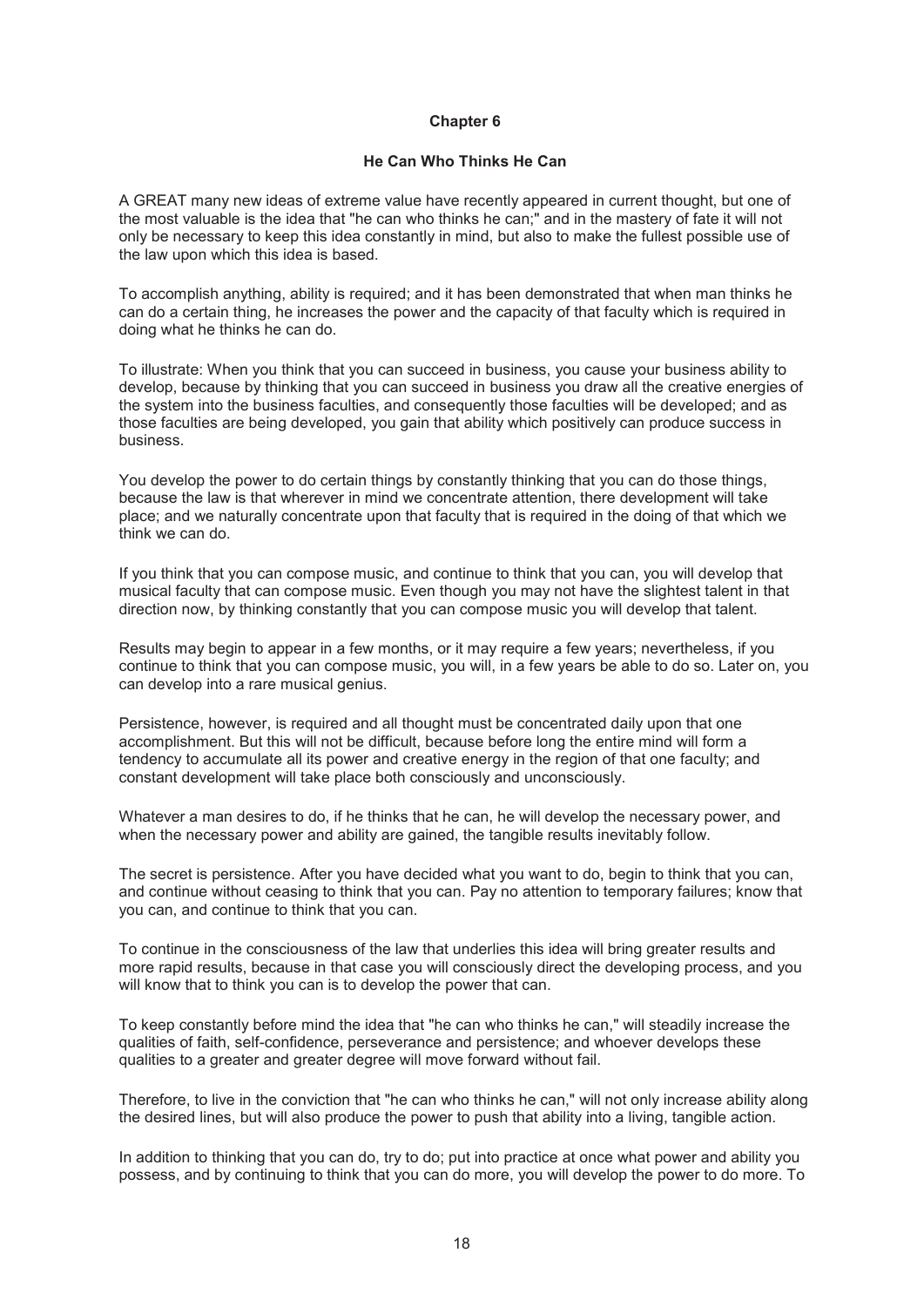# Chapter 6

## He Can Who Thinks He Can

A GREAT many new ideas of extreme value have recently appeared in current thought, but one of the most valuable is the idea that "he can who thinks he can;" and in the mastery of fate it will not only be necessary to keep this idea constantly in mind, but also to make the fullest possible use of the law upon which this idea is based.

To accomplish anything, ability is required; and it has been demonstrated that when man thinks he can do a certain thing, he increases the power and the capacity of that faculty which is required in doing what he thinks he can do.

To illustrate: When you think that you can succeed in business, you cause your business ability to develop, because by thinking that you can succeed in business you draw all the creative energies of the system into the business faculties, and consequently those faculties will be developed; and as those faculties are being developed, you gain that ability which positively can produce success in business.

You develop the power to do certain things by constantly thinking that you can do those things, because the law is that wherever in mind we concentrate attention, there development will take place; and we naturally concentrate upon that faculty that is required in the doing of that which we think we can do.

If you think that you can compose music, and continue to think that you can, you will develop that musical faculty that can compose music. Even though you may not have the slightest talent in that direction now, by thinking constantly that you can compose music you will develop that talent.

Results may begin to appear in a few months, or it may require a few years; nevertheless, if you continue to think that you can compose music, you will, in a few years be able to do so. Later on, you can develop into a rare musical genius.

Persistence, however, is required and all thought must be concentrated daily upon that one accomplishment. But this will not be difficult, because before long the entire mind will form a tendency to accumulate all its power and creative energy in the region of that one faculty; and constant development will take place both consciously and unconsciously.

Whatever a man desires to do, if he thinks that he can, he will develop the necessary power, and when the necessary power and ability are gained, the tangible results inevitably follow.

The secret is persistence. After you have decided what you want to do, begin to think that you can, and continue without ceasing to think that you can. Pay no attention to temporary failures; know that you can, and continue to think that you can.

To continue in the consciousness of the law that underlies this idea will bring greater results and more rapid results, because in that case you will consciously direct the developing process, and you will know that to think you can is to develop the power that can.

To keep constantly before mind the idea that "he can who thinks he can," will steadily increase the qualities of faith, self-confidence, perseverance and persistence; and whoever develops these qualities to a greater and greater degree will move forward without fail.

Therefore, to live in the conviction that "he can who thinks he can," will not only increase ability along the desired lines, but will also produce the power to push that ability into a living, tangible action.

In addition to thinking that you can do, try to do; put into practice at once what power and ability you possess, and by continuing to think that you can do more, you will develop the power to do more. To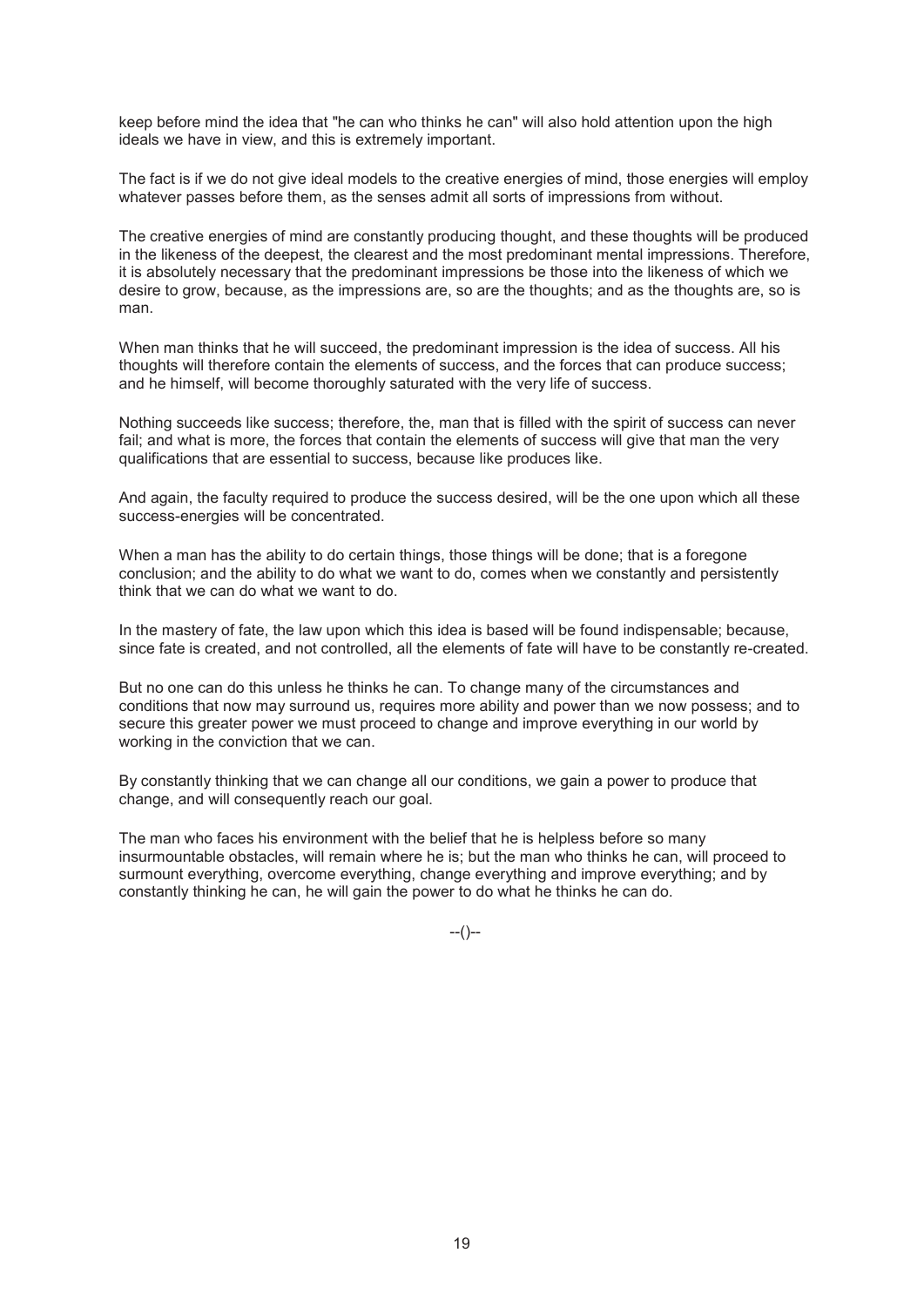keep before mind the idea that "he can who thinks he can" will also hold attention upon the high ideals we have in view, and this is extremely important.

The fact is if we do not give ideal models to the creative energies of mind, those energies will employ whatever passes before them, as the senses admit all sorts of impressions from without.

The creative energies of mind are constantly producing thought, and these thoughts will be produced in the likeness of the deepest, the clearest and the most predominant mental impressions. Therefore, it is absolutely necessary that the predominant impressions be those into the likeness of which we desire to grow, because, as the impressions are, so are the thoughts; and as the thoughts are, so is man.

When man thinks that he will succeed, the predominant impression is the idea of success. All his thoughts will therefore contain the elements of success, and the forces that can produce success; and he himself, will become thoroughly saturated with the very life of success.

Nothing succeeds like success; therefore, the, man that is filled with the spirit of success can never fail; and what is more, the forces that contain the elements of success will give that man the very qualifications that are essential to success, because like produces like.

And again, the faculty required to produce the success desired, will be the one upon which all these success-energies will be concentrated.

When a man has the ability to do certain things, those things will be done; that is a foregone conclusion; and the ability to do what we want to do, comes when we constantly and persistently think that we can do what we want to do.

In the mastery of fate, the law upon which this idea is based will be found indispensable; because, since fate is created, and not controlled, all the elements of fate will have to be constantly re-created.

But no one can do this unless he thinks he can. To change many of the circumstances and conditions that now may surround us, requires more ability and power than we now possess; and to secure this greater power we must proceed to change and improve everything in our world by working in the conviction that we can.

By constantly thinking that we can change all our conditions, we gain a power to produce that change, and will consequently reach our goal.

The man who faces his environment with the belief that he is helpless before so many insurmountable obstacles, will remain where he is; but the man who thinks he can, will proceed to surmount everything, overcome everything, change everything and improve everything; and by constantly thinking he can, he will gain the power to do what he thinks he can do.

--()--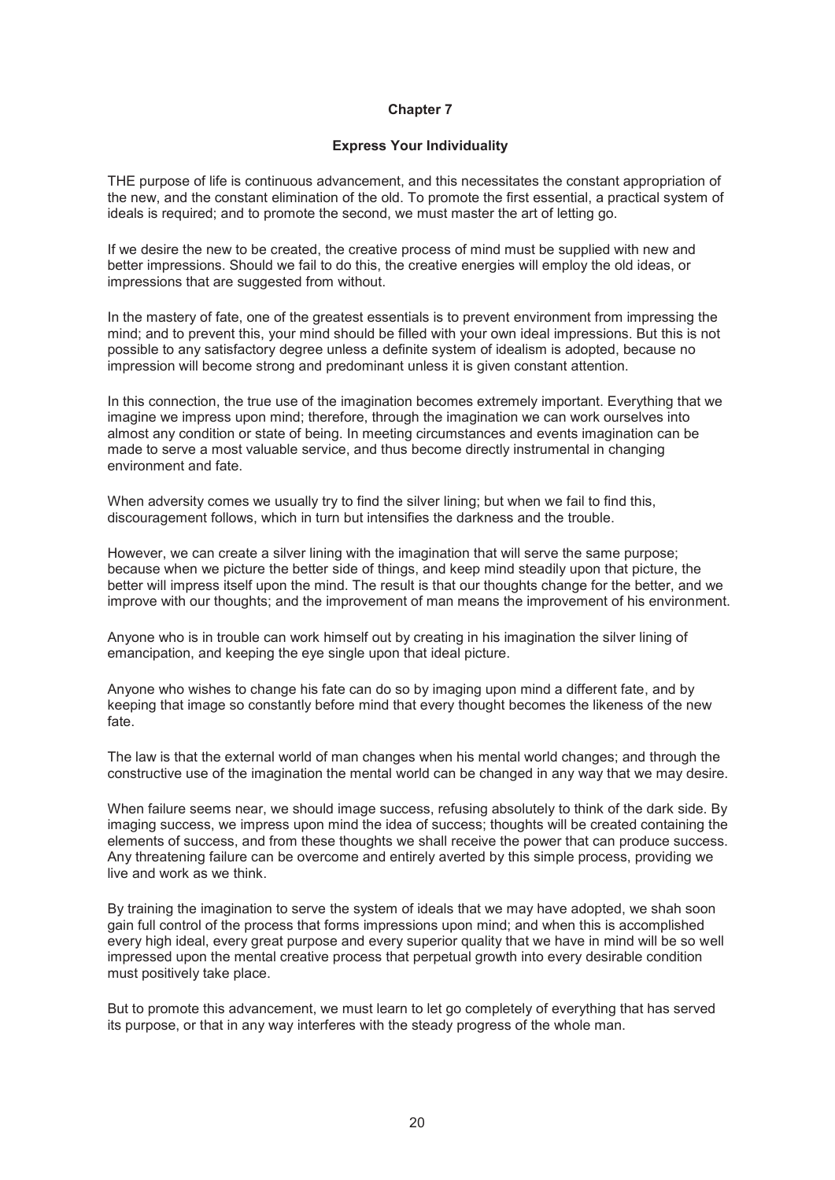## Chapter 7

### Express Your Individuality

THE purpose of life is continuous advancement, and this necessitates the constant appropriation of the new, and the constant elimination of the old. To promote the first essential, a practical system of ideals is required; and to promote the second, we must master the art of letting go.

If we desire the new to be created, the creative process of mind must be supplied with new and better impressions. Should we fail to do this, the creative energies will employ the old ideas, or impressions that are suggested from without.

In the mastery of fate, one of the greatest essentials is to prevent environment from impressing the mind; and to prevent this, your mind should be filled with your own ideal impressions. But this is not possible to any satisfactory degree unless a definite system of idealism is adopted, because no impression will become strong and predominant unless it is given constant attention.

In this connection, the true use of the imagination becomes extremely important. Everything that we imagine we impress upon mind; therefore, through the imagination we can work ourselves into almost any condition or state of being. In meeting circumstances and events imagination can be made to serve a most valuable service, and thus become directly instrumental in changing environment and fate.

When adversity comes we usually try to find the silver lining; but when we fail to find this, discouragement follows, which in turn but intensifies the darkness and the trouble.

However, we can create a silver lining with the imagination that will serve the same purpose; because when we picture the better side of things, and keep mind steadily upon that picture, the better will impress itself upon the mind. The result is that our thoughts change for the better, and we improve with our thoughts; and the improvement of man means the improvement of his environment.

Anyone who is in trouble can work himself out by creating in his imagination the silver lining of emancipation, and keeping the eye single upon that ideal picture.

Anyone who wishes to change his fate can do so by imaging upon mind a different fate, and by keeping that image so constantly before mind that every thought becomes the likeness of the new fate.

The law is that the external world of man changes when his mental world changes; and through the constructive use of the imagination the mental world can be changed in any way that we may desire.

When failure seems near, we should image success, refusing absolutely to think of the dark side. By imaging success, we impress upon mind the idea of success; thoughts will be created containing the elements of success, and from these thoughts we shall receive the power that can produce success. Any threatening failure can be overcome and entirely averted by this simple process, providing we live and work as we think.

By training the imagination to serve the system of ideals that we may have adopted, we shah soon gain full control of the process that forms impressions upon mind; and when this is accomplished every high ideal, every great purpose and every superior quality that we have in mind will be so well impressed upon the mental creative process that perpetual growth into every desirable condition must positively take place.

But to promote this advancement, we must learn to let go completely of everything that has served its purpose, or that in any way interferes with the steady progress of the whole man.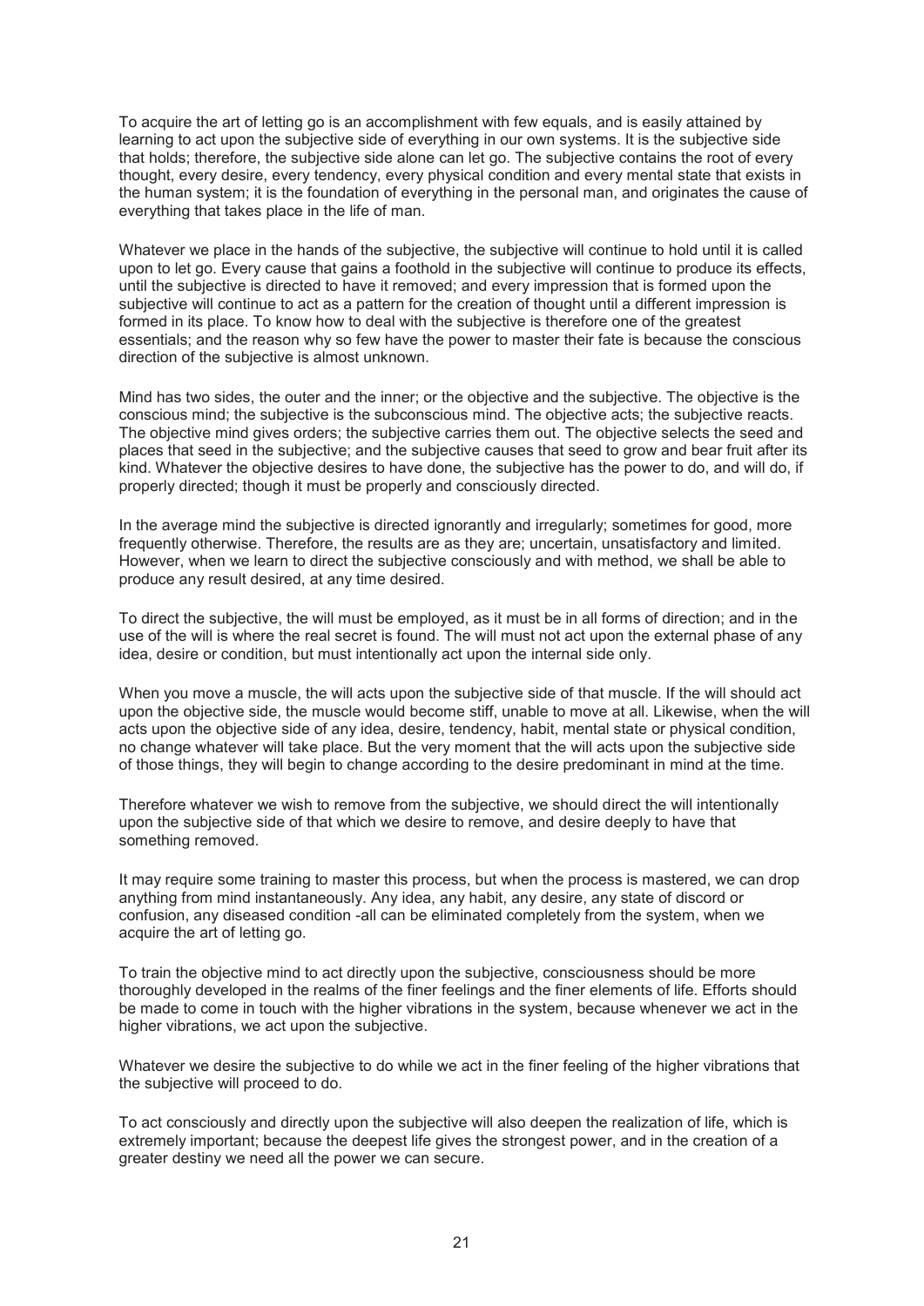To acquire the art of letting go is an accomplishment with few equals, and is easily attained by learning to act upon the subjective side of everything in our own systems. It is the subjective side that holds; therefore, the subjective side alone can let go. The subjective contains the root of every thought, every desire, every tendency, every physical condition and every mental state that exists in the human system; it is the foundation of everything in the personal man, and originates the cause of everything that takes place in the life of man.

Whatever we place in the hands of the subjective, the subjective will continue to hold until it is called upon to let go. Every cause that gains a foothold in the subjective will continue to produce its effects, until the subjective is directed to have it removed; and every impression that is formed upon the subjective will continue to act as a pattern for the creation of thought until a different impression is formed in its place. To know how to deal with the subjective is therefore one of the greatest essentials; and the reason why so few have the power to master their fate is because the conscious direction of the subjective is almost unknown.

Mind has two sides, the outer and the inner; or the objective and the subjective. The objective is the conscious mind; the subjective is the subconscious mind. The objective acts; the subjective reacts. The objective mind gives orders; the subjective carries them out. The objective selects the seed and places that seed in the subjective; and the subjective causes that seed to grow and bear fruit after its kind. Whatever the objective desires to have done, the subjective has the power to do, and will do, if properly directed; though it must be properly and consciously directed.

In the average mind the subjective is directed ignorantly and irregularly; sometimes for good, more frequently otherwise. Therefore, the results are as they are; uncertain, unsatisfactory and limited. However, when we learn to direct the subjective consciously and with method, we shall be able to produce any result desired, at any time desired.

To direct the subjective, the will must be employed, as it must be in all forms of direction; and in the use of the will is where the real secret is found. The will must not act upon the external phase of any idea, desire or condition, but must intentionally act upon the internal side only.

When you move a muscle, the will acts upon the subjective side of that muscle. If the will should act upon the objective side, the muscle would become stiff, unable to move at all. Likewise, when the will acts upon the objective side of any idea, desire, tendency, habit, mental state or physical condition, no change whatever will take place. But the very moment that the will acts upon the subjective side of those things, they will begin to change according to the desire predominant in mind at the time.

Therefore whatever we wish to remove from the subjective, we should direct the will intentionally upon the subjective side of that which we desire to remove, and desire deeply to have that something removed.

It may require some training to master this process, but when the process is mastered, we can drop anything from mind instantaneously. Any idea, any habit, any desire, any state of discord or confusion, any diseased condition -all can be eliminated completely from the system, when we acquire the art of letting go.

To train the objective mind to act directly upon the subjective, consciousness should be more thoroughly developed in the realms of the finer feelings and the finer elements of life. Efforts should be made to come in touch with the higher vibrations in the system, because whenever we act in the higher vibrations, we act upon the subjective.

Whatever we desire the subjective to do while we act in the finer feeling of the higher vibrations that the subjective will proceed to do.

To act consciously and directly upon the subjective will also deepen the realization of life, which is extremely important; because the deepest life gives the strongest power, and in the creation of a greater destiny we need all the power we can secure.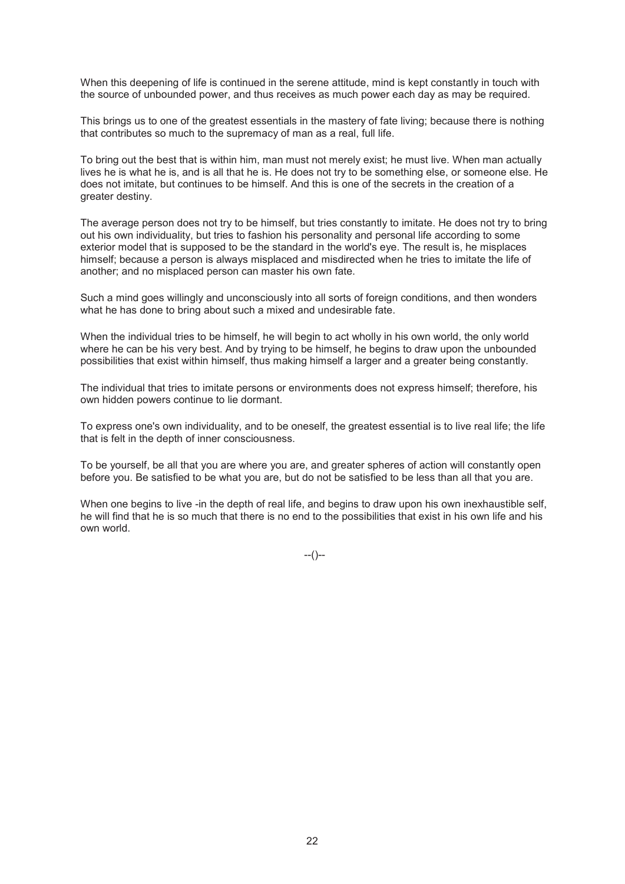When this deepening of life is continued in the serene attitude, mind is kept constantly in touch with the source of unbounded power, and thus receives as much power each day as may be required.

This brings us to one of the greatest essentials in the mastery of fate living; because there is nothing that contributes so much to the supremacy of man as a real, full life.

To bring out the best that is within him, man must not merely exist; he must live. When man actually lives he is what he is, and is all that he is. He does not try to be something else, or someone else. He does not imitate, but continues to be himself. And this is one of the secrets in the creation of a greater destiny.

The average person does not try to be himself, but tries constantly to imitate. He does not try to bring out his own individuality, but tries to fashion his personality and personal life according to some exterior model that is supposed to be the standard in the world's eye. The result is, he misplaces himself; because a person is always misplaced and misdirected when he tries to imitate the life of another; and no misplaced person can master his own fate.

Such a mind goes willingly and unconsciously into all sorts of foreign conditions, and then wonders what he has done to bring about such a mixed and undesirable fate.

When the individual tries to be himself, he will begin to act wholly in his own world, the only world where he can be his very best. And by trying to be himself, he begins to draw upon the unbounded possibilities that exist within himself, thus making himself a larger and a greater being constantly.

The individual that tries to imitate persons or environments does not express himself; therefore, his own hidden powers continue to lie dormant.

To express one's own individuality, and to be oneself, the greatest essential is to live real life; the life that is felt in the depth of inner consciousness.

To be yourself, be all that you are where you are, and greater spheres of action will constantly open before you. Be satisfied to be what you are, but do not be satisfied to be less than all that you are.

When one begins to live -in the depth of real life, and begins to draw upon his own inexhaustible self, he will find that he is so much that there is no end to the possibilities that exist in his own life and his own world.

--()--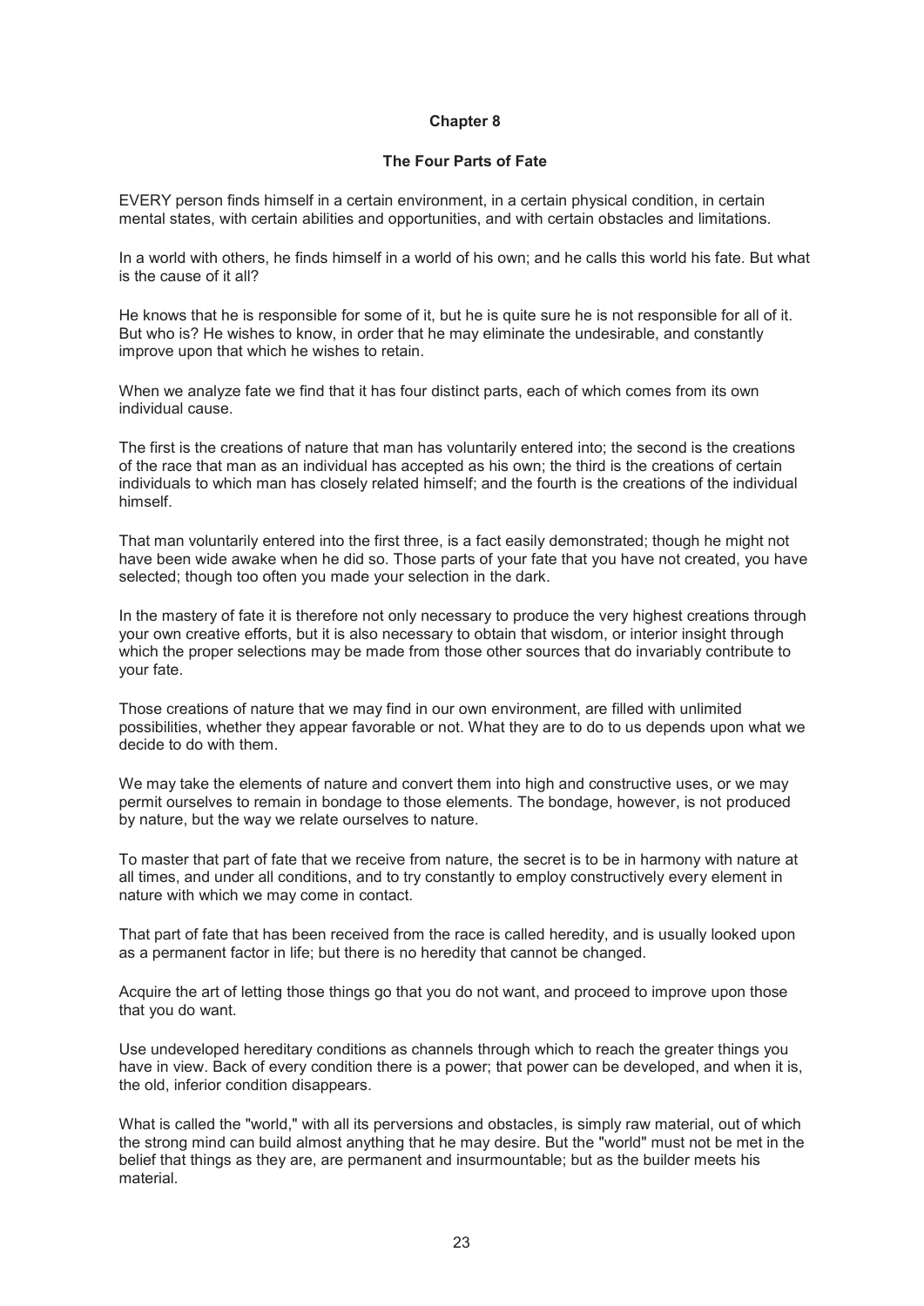## Chapter 8

### The Four Parts of Fate

EVERY person finds himself in a certain environment, in a certain physical condition, in certain mental states, with certain abilities and opportunities, and with certain obstacles and limitations.

In a world with others, he finds himself in a world of his own; and he calls this world his fate. But what is the cause of it all?

He knows that he is responsible for some of it, but he is quite sure he is not responsible for all of it. But who is? He wishes to know, in order that he may eliminate the undesirable, and constantly improve upon that which he wishes to retain.

When we analyze fate we find that it has four distinct parts, each of which comes from its own individual cause.

The first is the creations of nature that man has voluntarily entered into; the second is the creations of the race that man as an individual has accepted as his own; the third is the creations of certain individuals to which man has closely related himself; and the fourth is the creations of the individual himself.

That man voluntarily entered into the first three, is a fact easily demonstrated; though he might not have been wide awake when he did so. Those parts of your fate that you have not created, you have selected; though too often you made your selection in the dark.

In the mastery of fate it is therefore not only necessary to produce the very highest creations through your own creative efforts, but it is also necessary to obtain that wisdom, or interior insight through which the proper selections may be made from those other sources that do invariably contribute to your fate.

Those creations of nature that we may find in our own environment, are filled with unlimited possibilities, whether they appear favorable or not. What they are to do to us depends upon what we decide to do with them.

We may take the elements of nature and convert them into high and constructive uses, or we may permit ourselves to remain in bondage to those elements. The bondage, however, is not produced by nature, but the way we relate ourselves to nature.

To master that part of fate that we receive from nature, the secret is to be in harmony with nature at all times, and under all conditions, and to try constantly to employ constructively every element in nature with which we may come in contact.

That part of fate that has been received from the race is called heredity, and is usually looked upon as a permanent factor in life; but there is no heredity that cannot be changed.

Acquire the art of letting those things go that you do not want, and proceed to improve upon those that you do want.

Use undeveloped hereditary conditions as channels through which to reach the greater things you have in view. Back of every condition there is a power; that power can be developed, and when it is, the old, inferior condition disappears.

What is called the "world," with all its perversions and obstacles, is simply raw material, out of which the strong mind can build almost anything that he may desire. But the "world" must not be met in the belief that things as they are, are permanent and insurmountable; but as the builder meets his material.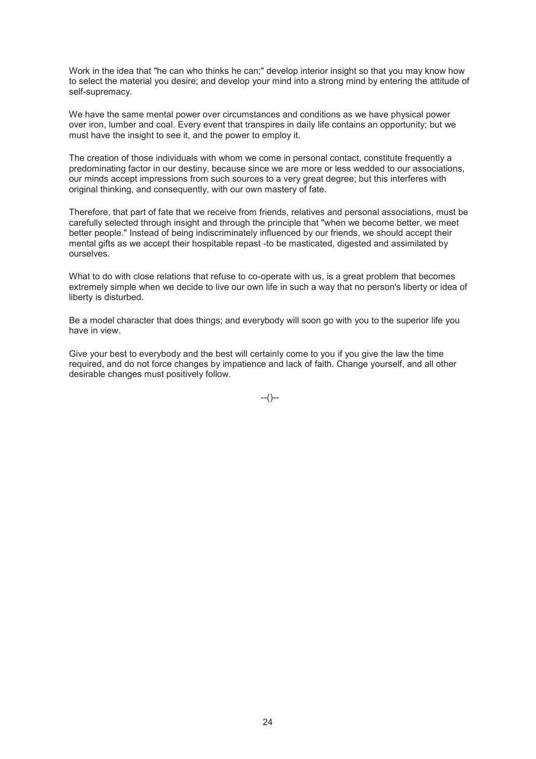Work in the idea that "he can who thinks he can;" develop interior insight so that you may know how to select the material you desire; and develop your mind into a strong mind by entering the attitude of self-supremacy.

We have the same mental power over circumstances and conditions as we have physical power over iron, lumber and coal. Every event that transpires in daily life contains an opportunity; but we must have the insight to see it, and the power to employ it.

The creation of those individuals with whom we come in personal contact, constitute frequently a predominating factor in our destiny, because since we are more or less wedded to our associations, our minds accept impressions from such sources to a very great degree; but this interferes with original thinking, and consequently, with our own mastery of fate.

Therefore, that part of fate that we receive from friends, relatives and personal associations, must be carefully selected through insight and through the principle that "when we become better, we meet better people." Instead of being indiscriminately influenced by our friends, we should accept their mental gifts as we accept their hospitable repast -to be masticated, digested and assimilated by ourselves.

What to do with close relations that refuse to co-operate with us, is a great problem that becomes extremely simple when we decide to live our own life in such a way that no person's liberty or idea of liberty is disturbed.

Be a model character that does things; and everybody will soon go with you to the superior life you have in view.

Give your best to everybody and the best will certainly come to you if you give the law the time required, and do not force changes by impatience and lack of faith. Change yourself, and all other desirable changes must positively follow.

--()--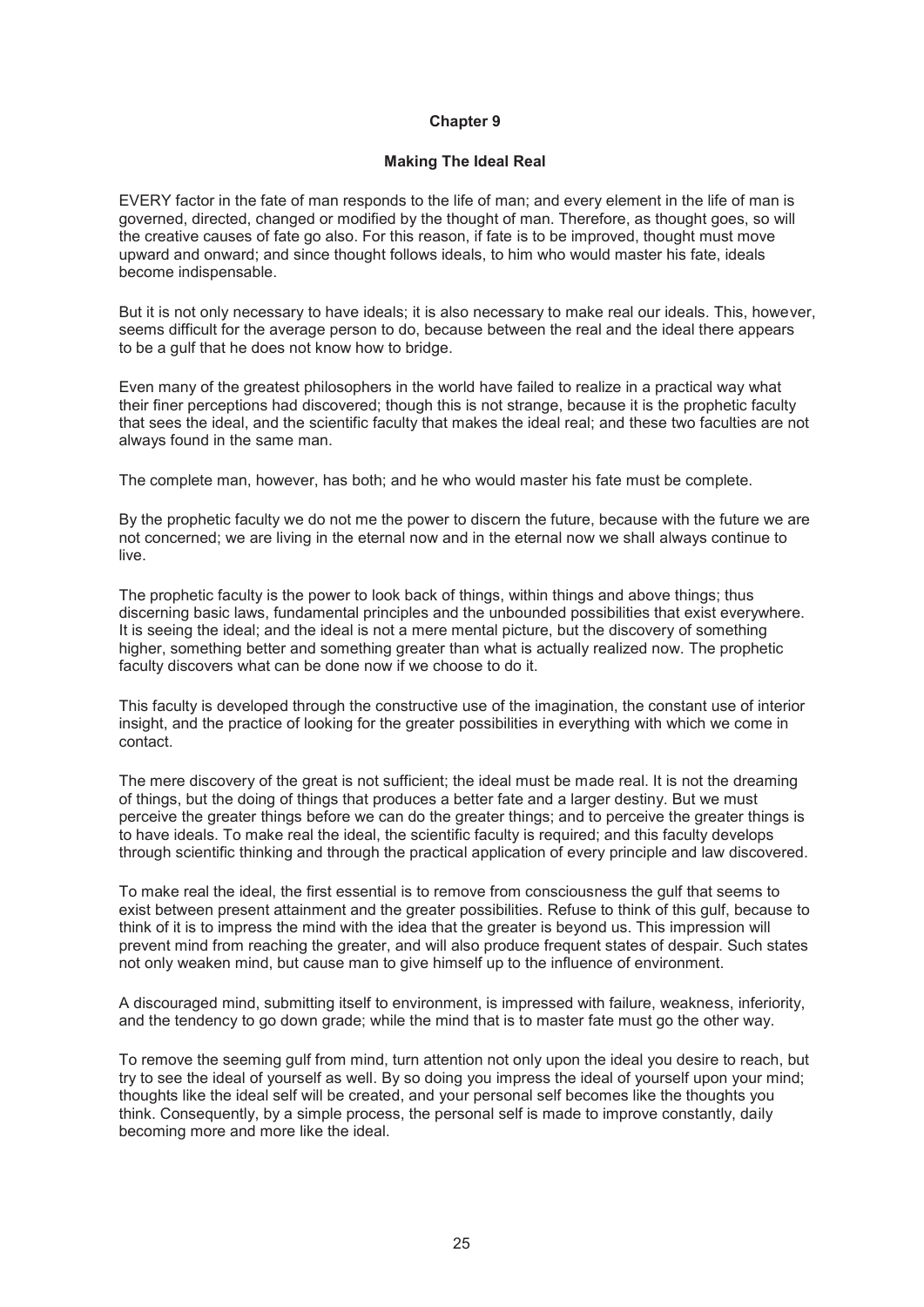## Chapter 9

### Making The Ideal Real

EVERY factor in the fate of man responds to the life of man; and every element in the life of man is governed, directed, changed or modified by the thought of man. Therefore, as thought goes, so will the creative causes of fate go also. For this reason, if fate is to be improved, thought must move upward and onward; and since thought follows ideals, to him who would master his fate, ideals become indispensable.

But it is not only necessary to have ideals; it is also necessary to make real our ideals. This, however, seems difficult for the average person to do, because between the real and the ideal there appears to be a gulf that he does not know how to bridge.

Even many of the greatest philosophers in the world have failed to realize in a practical way what their finer perceptions had discovered; though this is not strange, because it is the prophetic faculty that sees the ideal, and the scientific faculty that makes the ideal real; and these two faculties are not always found in the same man.

The complete man, however, has both; and he who would master his fate must be complete.

By the prophetic faculty we do not me the power to discern the future, because with the future we are not concerned; we are living in the eternal now and in the eternal now we shall always continue to live.

The prophetic faculty is the power to look back of things, within things and above things; thus discerning basic laws, fundamental principles and the unbounded possibilities that exist everywhere. It is seeing the ideal; and the ideal is not a mere mental picture, but the discovery of something higher, something better and something greater than what is actually realized now. The prophetic faculty discovers what can be done now if we choose to do it.

This faculty is developed through the constructive use of the imagination, the constant use of interior insight, and the practice of looking for the greater possibilities in everything with which we come in contact.

The mere discovery of the great is not sufficient; the ideal must be made real. It is not the dreaming of things, but the doing of things that produces a better fate and a larger destiny. But we must perceive the greater things before we can do the greater things; and to perceive the greater things is to have ideals. To make real the ideal, the scientific faculty is required; and this faculty develops through scientific thinking and through the practical application of every principle and law discovered.

To make real the ideal, the first essential is to remove from consciousness the gulf that seems to exist between present attainment and the greater possibilities. Refuse to think of this gulf, because to think of it is to impress the mind with the idea that the greater is beyond us. This impression will prevent mind from reaching the greater, and will also produce frequent states of despair. Such states not only weaken mind, but cause man to give himself up to the influence of environment.

A discouraged mind, submitting itself to environment, is impressed with failure, weakness, inferiority, and the tendency to go down grade; while the mind that is to master fate must go the other way.

To remove the seeming gulf from mind, turn attention not only upon the ideal you desire to reach, but try to see the ideal of yourself as well. By so doing you impress the ideal of yourself upon your mind; thoughts like the ideal self will be created, and your personal self becomes like the thoughts you think. Consequently, by a simple process, the personal self is made to improve constantly, daily becoming more and more like the ideal.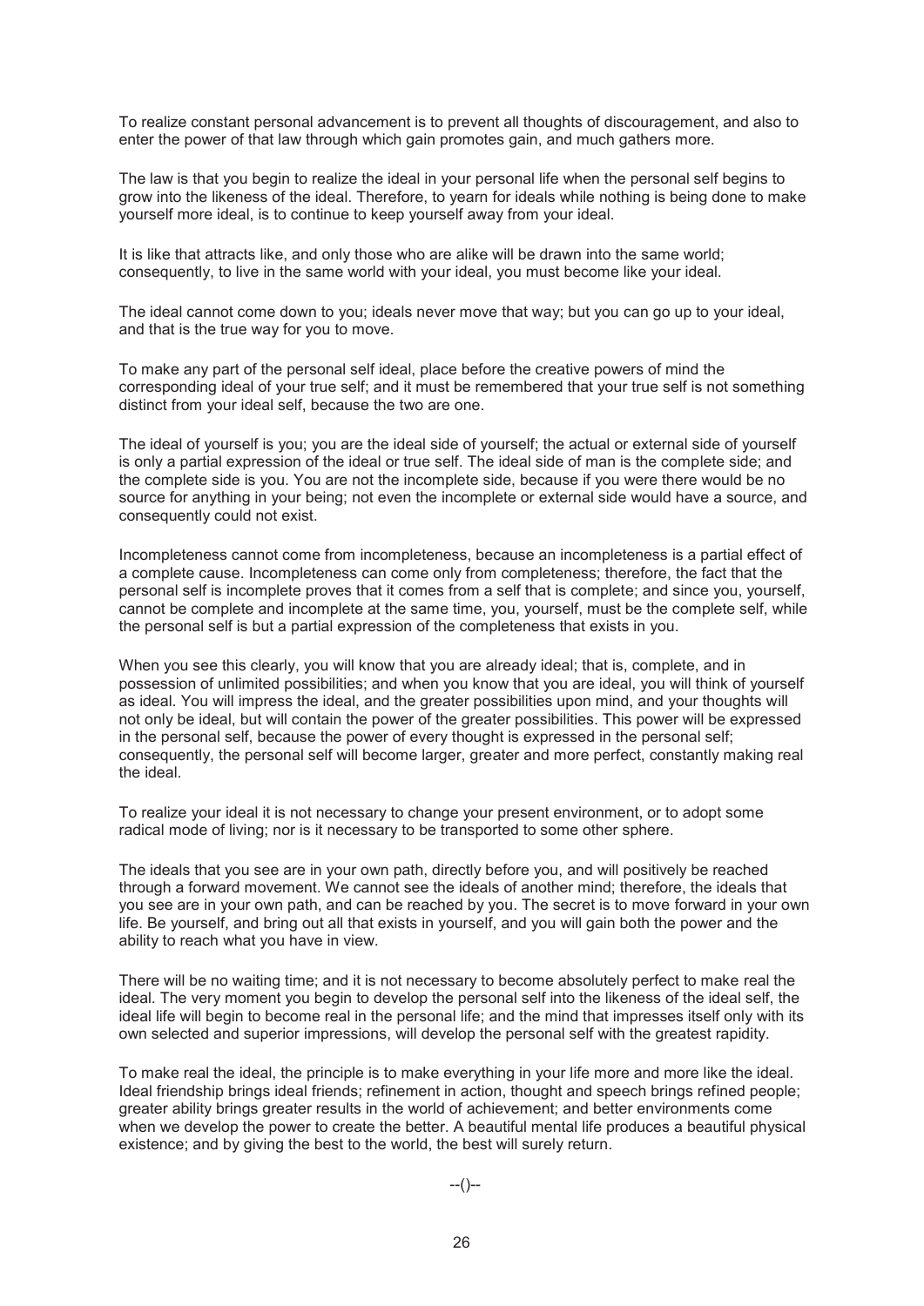To realize constant personal advancement is to prevent all thoughts of discouragement, and also to enter the power of that law through which gain promotes gain, and much gathers more.

The law is that you begin to realize the ideal in your personal life when the personal self begins to grow into the likeness of the ideal. Therefore, to yearn for ideals while nothing is being done to make yourself more ideal, is to continue to keep yourself away from your ideal.

It is like that attracts like, and only those who are alike will be drawn into the same world; consequently, to live in the same world with your ideal, you must become like your ideal.

The ideal cannot come down to you; ideals never move that way; but you can go up to your ideal, and that is the true way for you to move.

To make any part of the personal self ideal, place before the creative powers of mind the corresponding ideal of your true self; and it must be remembered that your true self is not something distinct from your ideal self, because the two are one.

The ideal of yourself is you; you are the ideal side of yourself; the actual or external side of yourself is only a partial expression of the ideal or true self. The ideal side of man is the complete side; and the complete side is you. You are not the incomplete side, because if you were there would be no source for anything in your being; not even the incomplete or external side would have a source, and consequently could not exist.

Incompleteness cannot come from incompleteness, because an incompleteness is a partial effect of a complete cause. Incompleteness can come only from completeness; therefore, the fact that the personal self is incomplete proves that it comes from a self that is complete; and since you, yourself, cannot be complete and incomplete at the same time, you, yourself, must be the complete self, while the personal self is but a partial expression of the completeness that exists in you.

When you see this clearly, you will know that you are already ideal; that is, complete, and in possession of unlimited possibilities; and when you know that you are ideal, you will think of yourself as ideal. You will impress the ideal, and the greater possibilities upon mind, and your thoughts will not only be ideal, but will contain the power of the greater possibilities. This power will be expressed in the personal self, because the power of every thought is expressed in the personal self; consequently, the personal self will become larger, greater and more perfect, constantly making real the ideal.

To realize your ideal it is not necessary to change your present environment, or to adopt some radical mode of living; nor is it necessary to be transported to some other sphere.

The ideals that you see are in your own path, directly before you, and will positively be reached through a forward movement. We cannot see the ideals of another mind; therefore, the ideals that you see are in your own path, and can be reached by you. The secret is to move forward in your own life. Be yourself, and bring out all that exists in yourself, and you will gain both the power and the ability to reach what you have in view.

There will be no waiting time; and it is not necessary to become absolutely perfect to make real the ideal. The very moment you begin to develop the personal self into the likeness of the ideal self, the ideal life will begin to become real in the personal life; and the mind that impresses itself only with its own selected and superior impressions, will develop the personal self with the greatest rapidity.

To make real the ideal, the principle is to make everything in your life more and more like the ideal. Ideal friendship brings ideal friends; refinement in action, thought and speech brings refined people; greater ability brings greater results in the world of achievement; and better environments come when we develop the power to create the better. A beautiful mental life produces a beautiful physical existence; and by giving the best to the world, the best will surely return.

--()--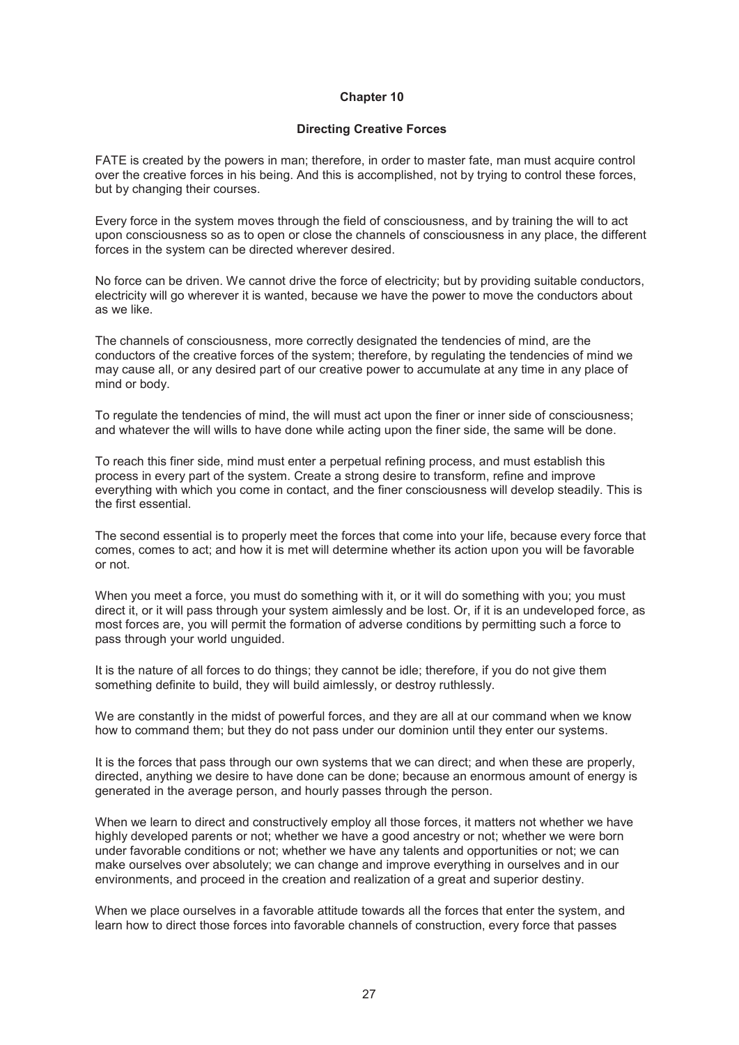# Chapter 10

## Directing Creative Forces

FATE is created by the powers in man; therefore, in order to master fate, man must acquire control over the creative forces in his being. And this is accomplished, not by trying to control these forces, but by changing their courses.

Every force in the system moves through the field of consciousness, and by training the will to act upon consciousness so as to open or close the channels of consciousness in any place, the different forces in the system can be directed wherever desired.

No force can be driven. We cannot drive the force of electricity; but by providing suitable conductors, electricity will go wherever it is wanted, because we have the power to move the conductors about as we like.

The channels of consciousness, more correctly designated the tendencies of mind, are the conductors of the creative forces of the system; therefore, by regulating the tendencies of mind we may cause all, or any desired part of our creative power to accumulate at any time in any place of mind or body.

To regulate the tendencies of mind, the will must act upon the finer or inner side of consciousness; and whatever the will wills to have done while acting upon the finer side, the same will be done.

To reach this finer side, mind must enter a perpetual refining process, and must establish this process in every part of the system. Create a strong desire to transform, refine and improve everything with which you come in contact, and the finer consciousness will develop steadily. This is the first essential.

The second essential is to properly meet the forces that come into your life, because every force that comes, comes to act; and how it is met will determine whether its action upon you will be favorable or not.

When you meet a force, you must do something with it, or it will do something with you; you must direct it, or it will pass through your system aimlessly and be lost. Or, if it is an undeveloped force, as most forces are, you will permit the formation of adverse conditions by permitting such a force to pass through your world unguided.

It is the nature of all forces to do things; they cannot be idle; therefore, if you do not give them something definite to build, they will build aimlessly, or destroy ruthlessly.

We are constantly in the midst of powerful forces, and they are all at our command when we know how to command them; but they do not pass under our dominion until they enter our systems.

It is the forces that pass through our own systems that we can direct; and when these are properly, directed, anything we desire to have done can be done; because an enormous amount of energy is generated in the average person, and hourly passes through the person.

When we learn to direct and constructively employ all those forces, it matters not whether we have highly developed parents or not; whether we have a good ancestry or not; whether we were born under favorable conditions or not; whether we have any talents and opportunities or not; we can make ourselves over absolutely; we can change and improve everything in ourselves and in our environments, and proceed in the creation and realization of a great and superior destiny.

When we place ourselves in a favorable attitude towards all the forces that enter the system, and learn how to direct those forces into favorable channels of construction, every force that passes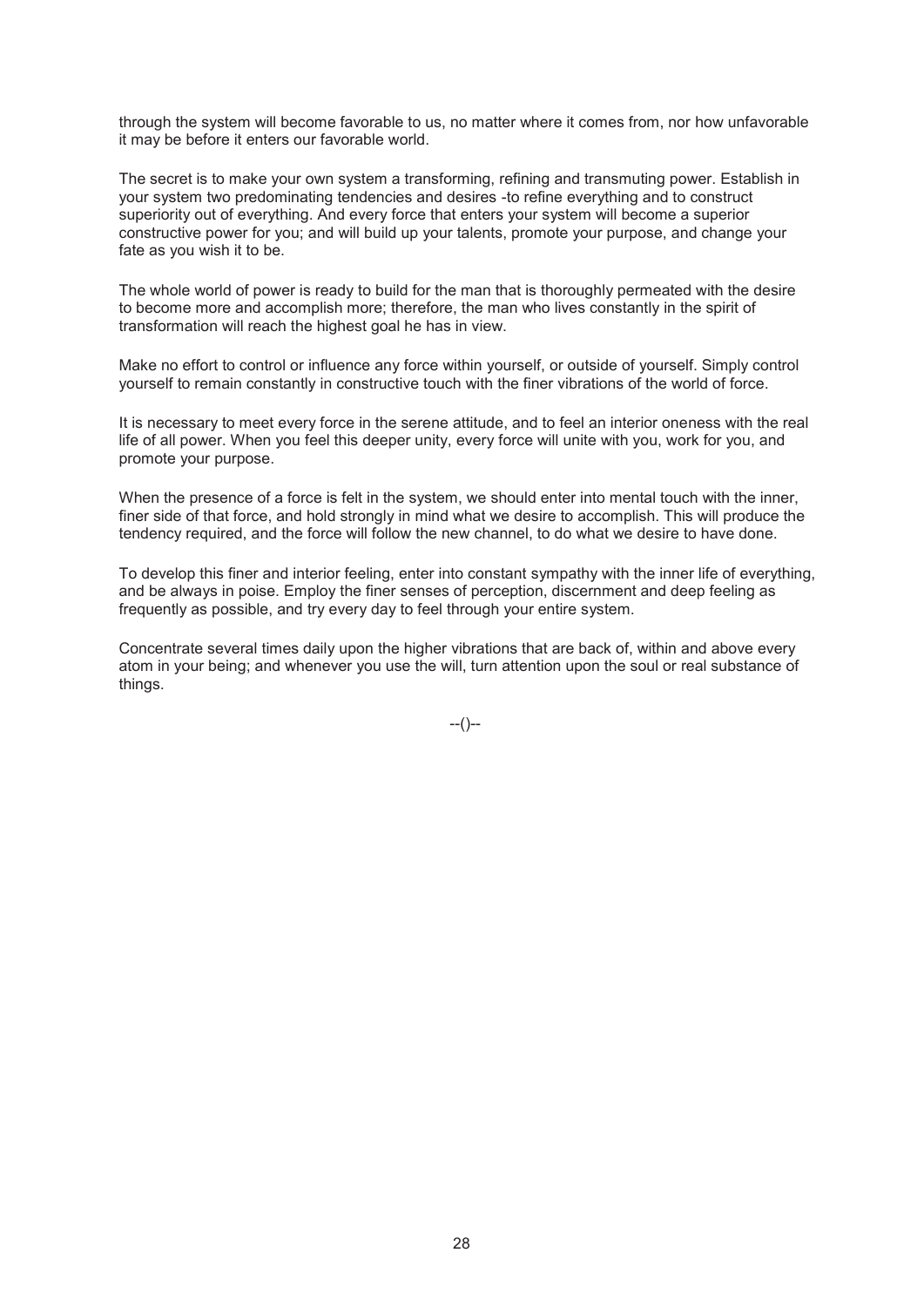through the system will become favorable to us, no matter where it comes from, nor how unfavorable it may be before it enters our favorable world.

The secret is to make your own system a transforming, refining and transmuting power. Establish in your system two predominating tendencies and desires -to refine everything and to construct superiority out of everything. And every force that enters your system will become a superior constructive power for you; and will build up your talents, promote your purpose, and change your fate as you wish it to be.

The whole world of power is ready to build for the man that is thoroughly permeated with the desire to become more and accomplish more; therefore, the man who lives constantly in the spirit of transformation will reach the highest goal he has in view.

Make no effort to control or influence any force within yourself, or outside of yourself. Simply control yourself to remain constantly in constructive touch with the finer vibrations of the world of force.

It is necessary to meet every force in the serene attitude, and to feel an interior oneness with the real life of all power. When you feel this deeper unity, every force will unite with you, work for you, and promote your purpose.

When the presence of a force is felt in the system, we should enter into mental touch with the inner, finer side of that force, and hold strongly in mind what we desire to accomplish. This will produce the tendency required, and the force will follow the new channel, to do what we desire to have done.

To develop this finer and interior feeling, enter into constant sympathy with the inner life of everything, and be always in poise. Employ the finer senses of perception, discernment and deep feeling as frequently as possible, and try every day to feel through your entire system.

Concentrate several times daily upon the higher vibrations that are back of, within and above every atom in your being; and whenever you use the will, turn attention upon the soul or real substance of things.

--()--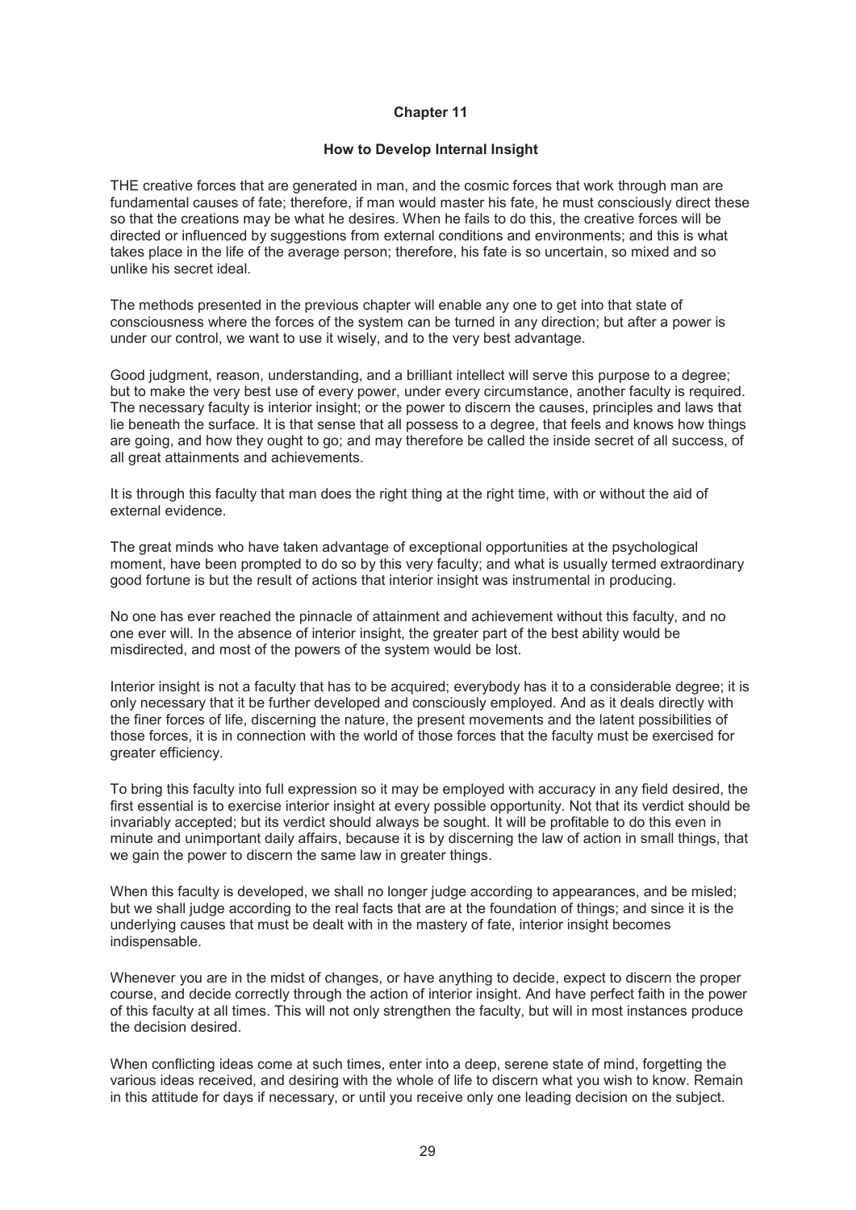## Chapter 11

### How to Develop Internal Insight

THE creative forces that are generated in man, and the cosmic forces that work through man are fundamental causes of fate; therefore, if man would master his fate, he must consciously direct these so that the creations may be what he desires. When he fails to do this, the creative forces will be directed or influenced by suggestions from external conditions and environments; and this is what takes place in the life of the average person; therefore, his fate is so uncertain, so mixed and so unlike his secret ideal.

The methods presented in the previous chapter will enable any one to get into that state of consciousness where the forces of the system can be turned in any direction; but after a power is under our control, we want to use it wisely, and to the very best advantage.

Good judgment, reason, understanding, and a brilliant intellect will serve this purpose to a degree; but to make the very best use of every power, under every circumstance, another faculty is required. The necessary faculty is interior insight; or the power to discern the causes, principles and laws that lie beneath the surface. It is that sense that all possess to a degree, that feels and knows how things are going, and how they ought to go; and may therefore be called the inside secret of all success, of all great attainments and achievements.

It is through this faculty that man does the right thing at the right time, with or without the aid of external evidence.

The great minds who have taken advantage of exceptional opportunities at the psychological moment, have been prompted to do so by this very faculty; and what is usually termed extraordinary good fortune is but the result of actions that interior insight was instrumental in producing.

No one has ever reached the pinnacle of attainment and achievement without this faculty, and no one ever will. In the absence of interior insight, the greater part of the best ability would be misdirected, and most of the powers of the system would be lost.

Interior insight is not a faculty that has to be acquired; everybody has it to a considerable degree; it is only necessary that it be further developed and consciously employed. And as it deals directly with the finer forces of life, discerning the nature, the present movements and the latent possibilities of those forces, it is in connection with the world of those forces that the faculty must be exercised for greater efficiency.

To bring this faculty into full expression so it may be employed with accuracy in any field desired, the first essential is to exercise interior insight at every possible opportunity. Not that its verdict should be invariably accepted; but its verdict should always be sought. It will be profitable to do this even in minute and unimportant daily affairs, because it is by discerning the law of action in small things, that we gain the power to discern the same law in greater things.

When this faculty is developed, we shall no longer judge according to appearances, and be misled; but we shall judge according to the real facts that are at the foundation of things; and since it is the underlying causes that must be dealt with in the mastery of fate, interior insight becomes indispensable.

Whenever you are in the midst of changes, or have anything to decide, expect to discern the proper course, and decide correctly through the action of interior insight. And have perfect faith in the power of this faculty at all times. This will not only strengthen the faculty, but will in most instances produce the decision desired.

When conflicting ideas come at such times, enter into a deep, serene state of mind, forgetting the various ideas received, and desiring with the whole of life to discern what you wish to know. Remain in this attitude for days if necessary, or until you receive only one leading decision on the subject.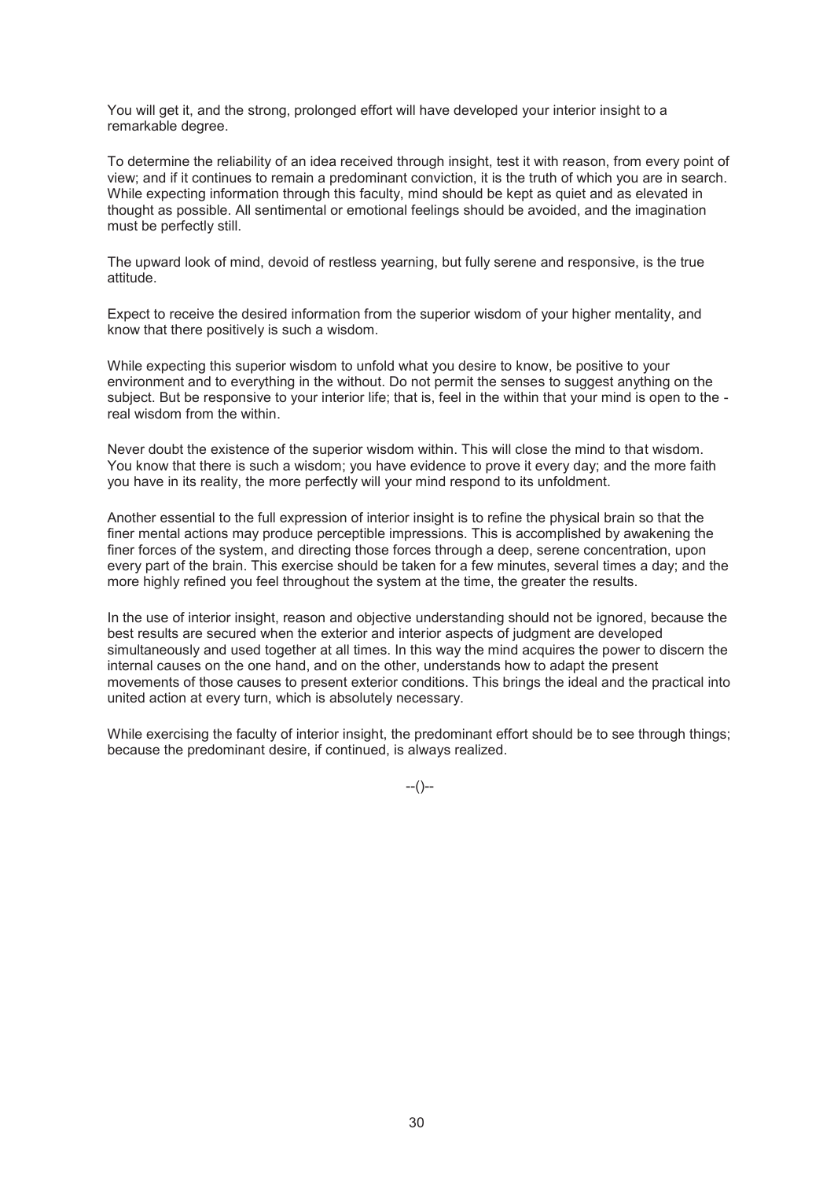You will get it, and the strong, prolonged effort will have developed your interior insight to a remarkable degree.

To determine the reliability of an idea received through insight, test it with reason, from every point of view; and if it continues to remain a predominant conviction, it is the truth of which you are in search. While expecting information through this faculty, mind should be kept as quiet and as elevated in thought as possible. All sentimental or emotional feelings should be avoided, and the imagination must be perfectly still.

The upward look of mind, devoid of restless yearning, but fully serene and responsive, is the true attitude.

Expect to receive the desired information from the superior wisdom of your higher mentality, and know that there positively is such a wisdom.

While expecting this superior wisdom to unfold what you desire to know, be positive to your environment and to everything in the without. Do not permit the senses to suggest anything on the subject. But be responsive to your interior life; that is, feel in the within that your mind is open to the - real wisdom from the within.

Never doubt the existence of the superior wisdom within. This will close the mind to that wisdom. You know that there is such a wisdom; you have evidence to prove it every day; and the more faith you have in its reality, the more perfectly will your mind respond to its unfoldment.

Another essential to the full expression of interior insight is to refine the physical brain so that the finer mental actions may produce perceptible impressions. This is accomplished by awakening the finer forces of the system, and directing those forces through a deep, serene concentration, upon every part of the brain. This exercise should be taken for a few minutes, several times a day; and the more highly refined you feel throughout the system at the time, the greater the results.

In the use of interior insight, reason and objective understanding should not be ignored, because the best results are secured when the exterior and interior aspects of judgment are developed simultaneously and used together at all times. In this way the mind acquires the power to discern the internal causes on the one hand, and on the other, understands how to adapt the present movements of those causes to present exterior conditions. This brings the ideal and the practical into united action at every turn, which is absolutely necessary.

While exercising the faculty of interior insight, the predominant effort should be to see through things; because the predominant desire, if continued, is always realized.

--()--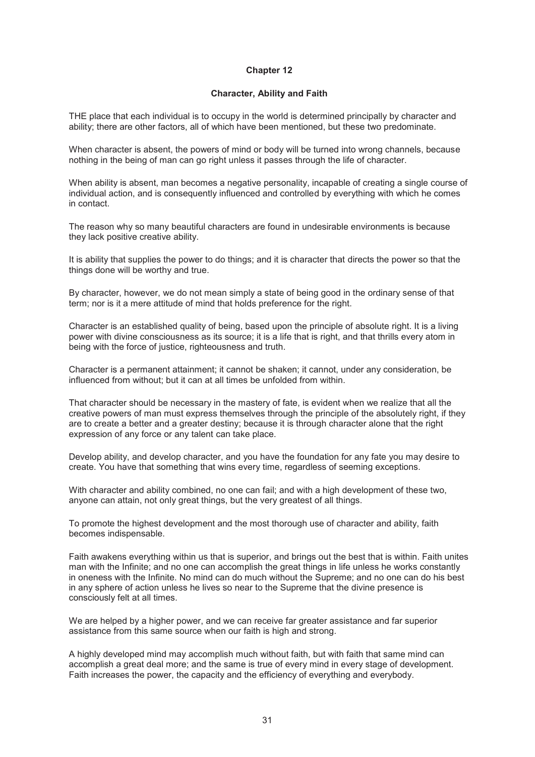# Chapter 12

## Character, Ability and Faith

THE place that each individual is to occupy in the world is determined principally by character and ability; there are other factors, all of which have been mentioned, but these two predominate.

When character is absent, the powers of mind or body will be turned into wrong channels, because nothing in the being of man can go right unless it passes through the life of character.

When ability is absent, man becomes a negative personality, incapable of creating a single course of individual action, and is consequently influenced and controlled by everything with which he comes in contact.

The reason why so many beautiful characters are found in undesirable environments is because they lack positive creative ability.

It is ability that supplies the power to do things; and it is character that directs the power so that the things done will be worthy and true.

By character, however, we do not mean simply a state of being good in the ordinary sense of that term; nor is it a mere attitude of mind that holds preference for the right.

Character is an established quality of being, based upon the principle of absolute right. It is a living power with divine consciousness as its source; it is a life that is right, and that thrills every atom in being with the force of justice, righteousness and truth.

Character is a permanent attainment; it cannot be shaken; it cannot, under any consideration, be influenced from without; but it can at all times be unfolded from within.

That character should be necessary in the mastery of fate, is evident when we realize that all the creative powers of man must express themselves through the principle of the absolutely right, if they are to create a better and a greater destiny; because it is through character alone that the right expression of any force or any talent can take place.

Develop ability, and develop character, and you have the foundation for any fate you may desire to create. You have that something that wins every time, regardless of seeming exceptions.

With character and ability combined, no one can fail; and with a high development of these two, anyone can attain, not only great things, but the very greatest of all things.

To promote the highest development and the most thorough use of character and ability, faith becomes indispensable.

Faith awakens everything within us that is superior, and brings out the best that is within. Faith unites man with the Infinite; and no one can accomplish the great things in life unless he works constantly in oneness with the Infinite. No mind can do much without the Supreme; and no one can do his best in any sphere of action unless he lives so near to the Supreme that the divine presence is consciously felt at all times.

We are helped by a higher power, and we can receive far greater assistance and far superior assistance from this same source when our faith is high and strong.

A highly developed mind may accomplish much without faith, but with faith that same mind can accomplish a great deal more; and the same is true of every mind in every stage of development. Faith increases the power, the capacity and the efficiency of everything and everybody.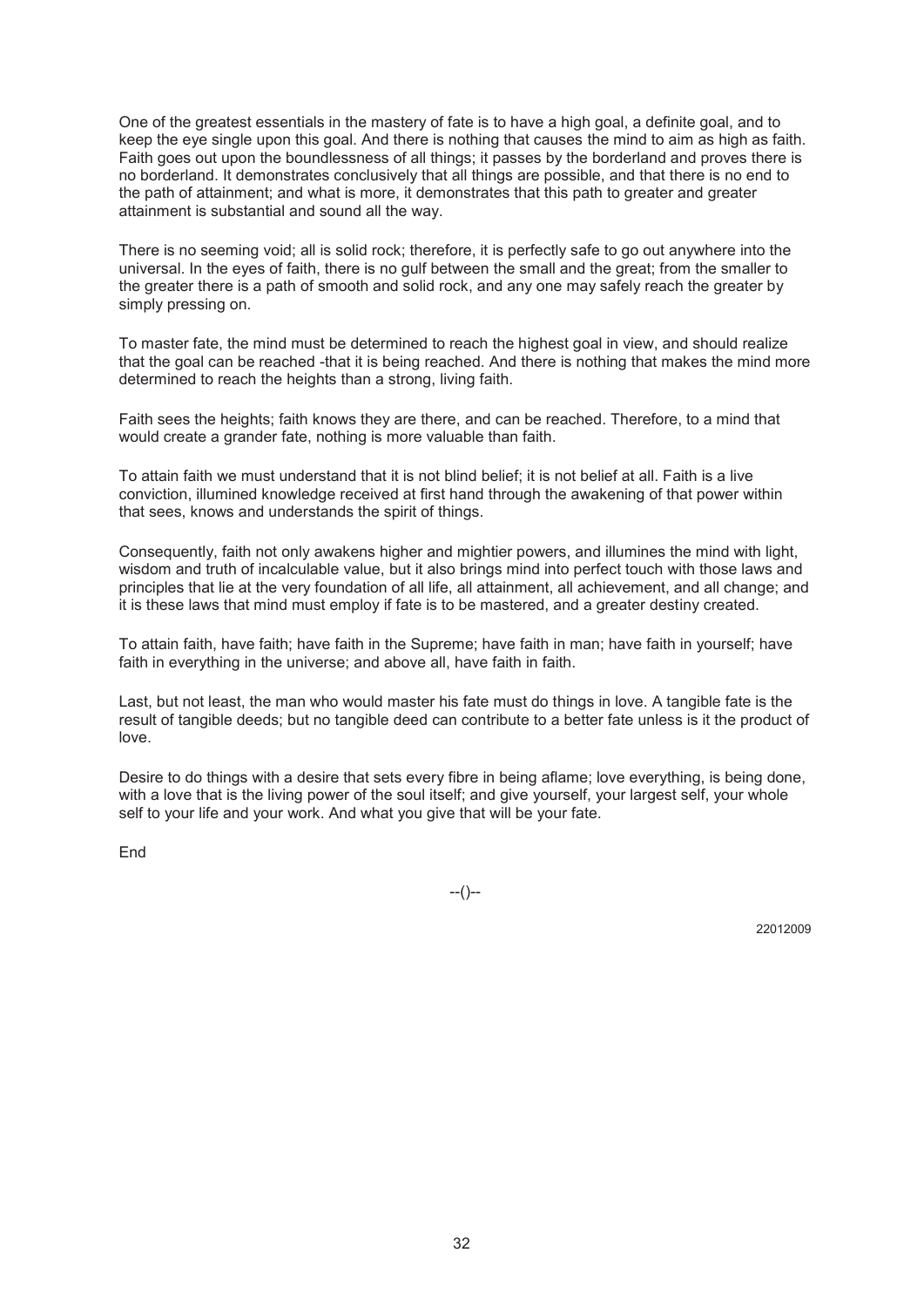One of the greatest essentials in the mastery of fate is to have a high goal, a definite goal, and to keep the eye single upon this goal. And there is nothing that causes the mind to aim as high as faith. Faith goes out upon the boundlessness of all things; it passes by the borderland and proves there is no borderland. It demonstrates conclusively that all things are possible, and that there is no end to the path of attainment; and what is more, it demonstrates that this path to greater and greater attainment is substantial and sound all the way.

There is no seeming void; all is solid rock; therefore, it is perfectly safe to go out anywhere into the universal. In the eyes of faith, there is no gulf between the small and the great; from the smaller to the greater there is a path of smooth and solid rock, and any one may safely reach the greater by simply pressing on.

To master fate, the mind must be determined to reach the highest goal in view, and should realize that the goal can be reached -that it is being reached. And there is nothing that makes the mind more determined to reach the heights than a strong, living faith.

Faith sees the heights; faith knows they are there, and can be reached. Therefore, to a mind that would create a grander fate, nothing is more valuable than faith.

To attain faith we must understand that it is not blind belief; it is not belief at all. Faith is a live conviction, illumined knowledge received at first hand through the awakening of that power within that sees, knows and understands the spirit of things.

Consequently, faith not only awakens higher and mightier powers, and illumines the mind with light, wisdom and truth of incalculable value, but it also brings mind into perfect touch with those laws and principles that lie at the very foundation of all life, all attainment, all achievement, and all change; and it is these laws that mind must employ if fate is to be mastered, and a greater destiny created.

To attain faith, have faith; have faith in the Supreme; have faith in man; have faith in yourself; have faith in everything in the universe; and above all, have faith in faith.

Last, but not least, the man who would master his fate must do things in love. A tangible fate is the result of tangible deeds; but no tangible deed can contribute to a better fate unless is it the product of love.

Desire to do things with a desire that sets every fibre in being aflame; love everything, is being done, with a love that is the living power of the soul itself; and give yourself, your largest self, your whole self to your life and your work. And what you give that will be your fate.

End

--()--

22012009